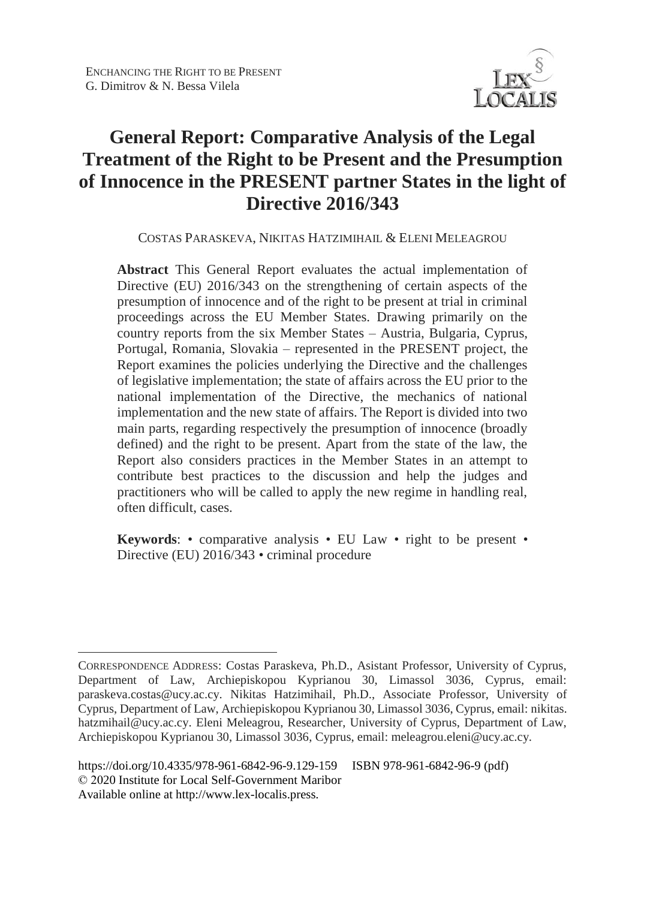# General Report: Comparative Analysis of the Legal Treatment of the Right to be Present and the Presumption of Innocence in the PRESENT partner States in the light of Directive 2016/343

COSTAS PARASKEVA, NIKITAS HATZIMIHAIL & ELENI MELEAGROU

**Abstract** This General Report evaluates the actual implementation of Directive (EU) 2016/343 on the strengthening of certain aspects of the presumption of innocence and of the right to be present at trial in criminal proceedings across the EU Member States. Drawing primarily on the country reports from the six Member States – Austria, Bulgaria, Cyprus, Portugal, Romania, Slovakia – represented in the PRESENT project, the Report examines the policies underlying the Directive and the challenges of legislative implementation; the state of affairs across the EU prior to the national implementation of the Directive, the mechanics of national implementation and the new state of affairs. The Report is divided into two main parts, regarding respectively the presumption of innocence (broadly defined) and the right to be present. Apart from the state of the law, the Report also considers practices in the Member States in an attempt to contribute best practices to the discussion and help the judges and practitioners who will be called to apply the new regime in handling real, often difficult, cases.

**Keywords**: • comparative analysis • EU Law • right to be present • Directive (EU) 2016/343 • criminal procedure

---

CORRESPONDENCE ADDRESS: Costas Paraskeva, Ph.D., Asistant Professor, University of Cyprus, Department of Law, Archiepiskopou Kyprianou 30, Limassol 3036, Cyprus, email: paraskeva.costas@ucy.ac.cy. Nikitas Hatzimihail, Ph.D., Associate Professor, University of Cyprus, Department of Law, Archiepiskopou Kyprianou 30, Limassol 3036, Cyprus, email: nikitas.hatzmihail@ucy.ac.cy. Eleni Meleagrou, Researcher, University of Cyprus, Department of Law, Archiepiskopou Kyprianou 30, Limassol 3036, Cyprus, email: meleagrou.eleni@ucy.ac.cy.

https://doi.org/10.4335/978-961-6842-96-9.129-159 ISBN 978-961-6842-96-9 (pdf)
© 2020 Institute for Local Self-Government Maribor
Available online at http://www.lex-localis.press.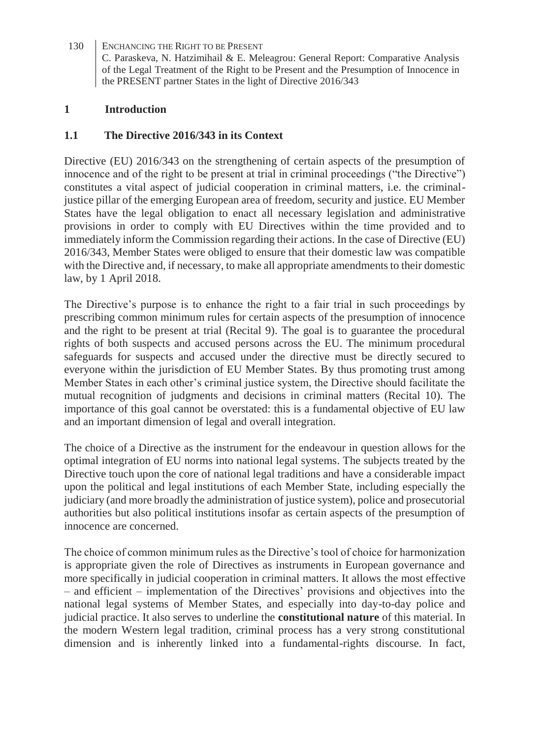## 1 Introduction

### 1.1 The Directive 2016/343 in its Context

Directive (EU) 2016/343 on the strengthening of certain aspects of the presumption of innocence and of the right to be present at trial in criminal proceedings ("the Directive") constitutes a vital aspect of judicial cooperation in criminal matters, i.e. the criminal-justice pillar of the emerging European area of freedom, security and justice. EU Member States have the legal obligation to enact all necessary legislation and administrative provisions in order to comply with EU Directives within the time provided and to immediately inform the Commission regarding their actions. In the case of Directive (EU) 2016/343, Member States were obliged to ensure that their domestic law was compatible with the Directive and, if necessary, to make all appropriate amendments to their domestic law, by 1 April 2018.

The Directive's purpose is to enhance the right to a fair trial in such proceedings by prescribing common minimum rules for certain aspects of the presumption of innocence and the right to be present at trial (Recital 9). The goal is to guarantee the procedural rights of both suspects and accused persons across the EU. The minimum procedural safeguards for suspects and accused under the directive must be directly secured to everyone within the jurisdiction of EU Member States. By thus promoting trust among Member States in each other's criminal justice system, the Directive should facilitate the mutual recognition of judgments and decisions in criminal matters (Recital 10). The importance of this goal cannot be overstated: this is a fundamental objective of EU law and an important dimension of legal and overall integration.

The choice of a Directive as the instrument for the endeavour in question allows for the optimal integration of EU norms into national legal systems. The subjects treated by the Directive touch upon the core of national legal traditions and have a considerable impact upon the political and legal institutions of each Member State, including especially the judiciary (and more broadly the administration of justice system), police and prosecutorial authorities but also political institutions insofar as certain aspects of the presumption of innocence are concerned.

The choice of common minimum rules as the Directive's tool of choice for harmonization is appropriate given the role of Directives as instruments in European governance and more specifically in judicial cooperation in criminal matters. It allows the most effective – and efficient – implementation of the Directives' provisions and objectives into the national legal systems of Member States, and especially into day-to-day police and judicial practice. It also serves to underline the **constitutional nature** of this material. In the modern Western legal tradition, criminal process has a very strong constitutional dimension and is inherently linked into a fundamental-rights discourse. In fact,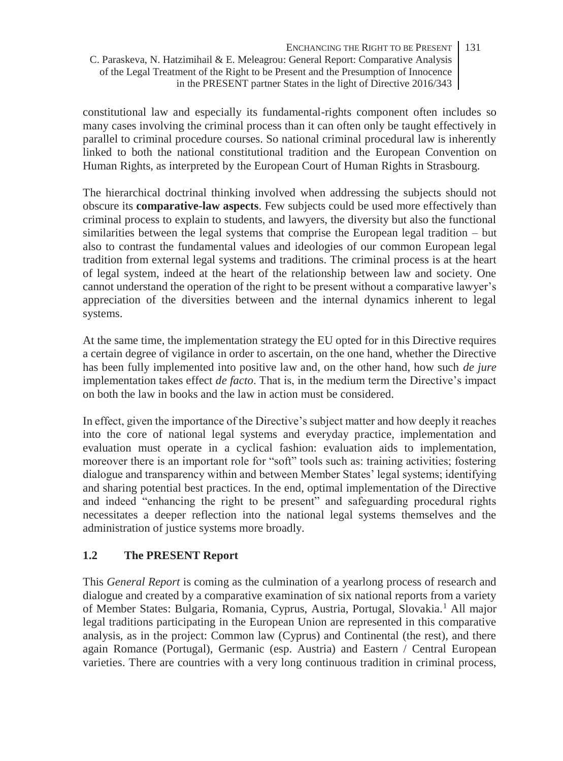constitutional law and especially its fundamental-rights component often includes so many cases involving the criminal process than it can often only be taught effectively in parallel to criminal procedure courses. So national criminal procedural law is inherently linked to both the national constitutional tradition and the European Convention on Human Rights, as interpreted by the European Court of Human Rights in Strasbourg.

The hierarchical doctrinal thinking involved when addressing the subjects should not obscure its **comparative-law aspects**. Few subjects could be used more effectively than criminal process to explain to students, and lawyers, the diversity but also the functional similarities between the legal systems that comprise the European legal tradition – but also to contrast the fundamental values and ideologies of our common European legal tradition from external legal systems and traditions. The criminal process is at the heart of legal system, indeed at the heart of the relationship between law and society. One cannot understand the operation of the right to be present without a comparative lawyer's appreciation of the diversities between and the internal dynamics inherent to legal systems.

At the same time, the implementation strategy the EU opted for in this Directive requires a certain degree of vigilance in order to ascertain, on the one hand, whether the Directive has been fully implemented into positive law and, on the other hand, how such *de jure* implementation takes effect *de facto*. That is, in the medium term the Directive's impact on both the law in books and the law in action must be considered.

In effect, given the importance of the Directive's subject matter and how deeply it reaches into the core of national legal systems and everyday practice, implementation and evaluation must operate in a cyclical fashion: evaluation aids to implementation, moreover there is an important role for "soft" tools such as: training activities; fostering dialogue and transparency within and between Member States' legal systems; identifying and sharing potential best practices. In the end, optimal implementation of the Directive and indeed "enhancing the right to be present" and safeguarding procedural rights necessitates a deeper reflection into the national legal systems themselves and the administration of justice systems more broadly.

### 1.2 The PRESENT Report

This *General Report* is coming as the culmination of a yearlong process of research and dialogue and created by a comparative examination of six national reports from a variety of Member States: Bulgaria, Romania, Cyprus, Austria, Portugal, Slovakia.[1] All major legal traditions participating in the European Union are represented in this comparative analysis, as in the project: Common law (Cyprus) and Continental (the rest), and there again Romance (Portugal), Germanic (esp. Austria) and Eastern / Central European varieties. There are countries with a very long continuous tradition in criminal process,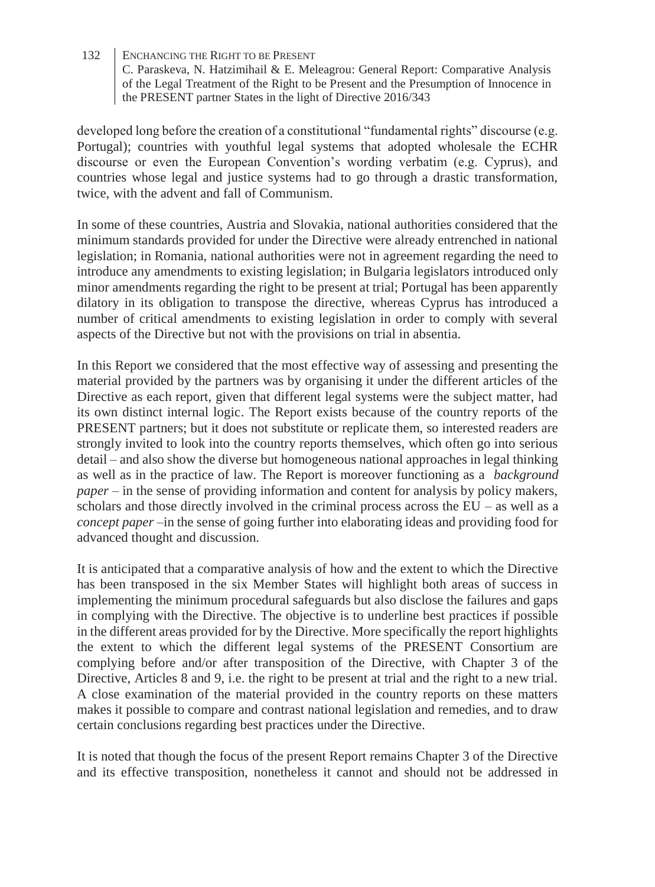developed long before the creation of a constitutional "fundamental rights" discourse (e.g. Portugal); countries with youthful legal systems that adopted wholesale the ECHR discourse or even the European Convention's wording verbatim (e.g. Cyprus), and countries whose legal and justice systems had to go through a drastic transformation, twice, with the advent and fall of Communism.

In some of these countries, Austria and Slovakia, national authorities considered that the minimum standards provided for under the Directive were already entrenched in national legislation; in Romania, national authorities were not in agreement regarding the need to introduce any amendments to existing legislation; in Bulgaria legislators introduced only minor amendments regarding the right to be present at trial; Portugal has been apparently dilatory in its obligation to transpose the directive, whereas Cyprus has introduced a number of critical amendments to existing legislation in order to comply with several aspects of the Directive but not with the provisions on trial in absentia.

In this Report we considered that the most effective way of assessing and presenting the material provided by the partners was by organising it under the different articles of the Directive as each report, given that different legal systems were the subject matter, had its own distinct internal logic. The Report exists because of the country reports of the PRESENT partners; but it does not substitute or replicate them, so interested readers are strongly invited to look into the country reports themselves, which often go into serious detail – and also show the diverse but homogeneous national approaches in legal thinking as well as in the practice of law. The Report is moreover functioning as a *background paper* – in the sense of providing information and content for analysis by policy makers, scholars and those directly involved in the criminal process across the EU – as well as a *concept paper* –in the sense of going further into elaborating ideas and providing food for advanced thought and discussion.

It is anticipated that a comparative analysis of how and the extent to which the Directive has been transposed in the six Member States will highlight both areas of success in implementing the minimum procedural safeguards but also disclose the failures and gaps in complying with the Directive. The objective is to underline best practices if possible in the different areas provided for by the Directive. More specifically the report highlights the extent to which the different legal systems of the PRESENT Consortium are complying before and/or after transposition of the Directive, with Chapter 3 of the Directive, Articles 8 and 9, i.e. the right to be present at trial and the right to a new trial. A close examination of the material provided in the country reports on these matters makes it possible to compare and contrast national legislation and remedies, and to draw certain conclusions regarding best practices under the Directive.

It is noted that though the focus of the present Report remains Chapter 3 of the Directive and its effective transposition, nonetheless it cannot and should not be addressed in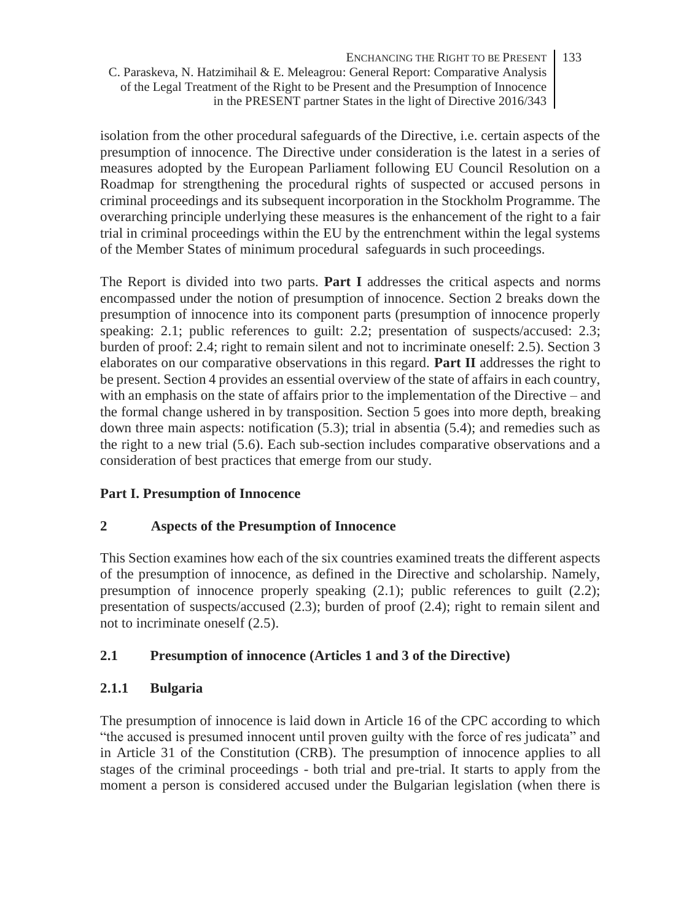isolation from the other procedural safeguards of the Directive, i.e. certain aspects of the presumption of innocence. The Directive under consideration is the latest in a series of measures adopted by the European Parliament following EU Council Resolution on a Roadmap for strengthening the procedural rights of suspected or accused persons in criminal proceedings and its subsequent incorporation in the Stockholm Programme. The overarching principle underlying these measures is the enhancement of the right to a fair trial in criminal proceedings within the EU by the entrenchment within the legal systems of the Member States of minimum procedural safeguards in such proceedings.

The Report is divided into two parts. **Part I** addresses the critical aspects and norms encompassed under the notion of presumption of innocence. Section 2 breaks down the presumption of innocence into its component parts (presumption of innocence properly speaking: 2.1; public references to guilt: 2.2; presentation of suspects/accused: 2.3; burden of proof: 2.4; right to remain silent and not to incriminate oneself: 2.5). Section 3 elaborates on our comparative observations in this regard. **Part II** addresses the right to be present. Section 4 provides an essential overview of the state of affairs in each country, with an emphasis on the state of affairs prior to the implementation of the Directive – and the formal change ushered in by transposition. Section 5 goes into more depth, breaking down three main aspects: notification (5.3); trial in absentia (5.4); and remedies such as the right to a new trial (5.6). Each sub-section includes comparative observations and a consideration of best practices that emerge from our study.

## Part I. Presumption of Innocence

## 2 Aspects of the Presumption of Innocence

This Section examines how each of the six countries examined treats the different aspects of the presumption of innocence, as defined in the Directive and scholarship. Namely, presumption of innocence properly speaking (2.1); public references to guilt (2.2); presentation of suspects/accused (2.3); burden of proof (2.4); right to remain silent and not to incriminate oneself (2.5).

### 2.1 Presumption of innocence (Articles 1 and 3 of the Directive)

#### 2.1.1 Bulgaria

The presumption of innocence is laid down in Article 16 of the CPC according to which "the accused is presumed innocent until proven guilty with the force of res judicata" and in Article 31 of the Constitution (CRB). The presumption of innocence applies to all stages of the criminal proceedings - both trial and pre-trial. It starts to apply from the moment a person is considered accused under the Bulgarian legislation (when there is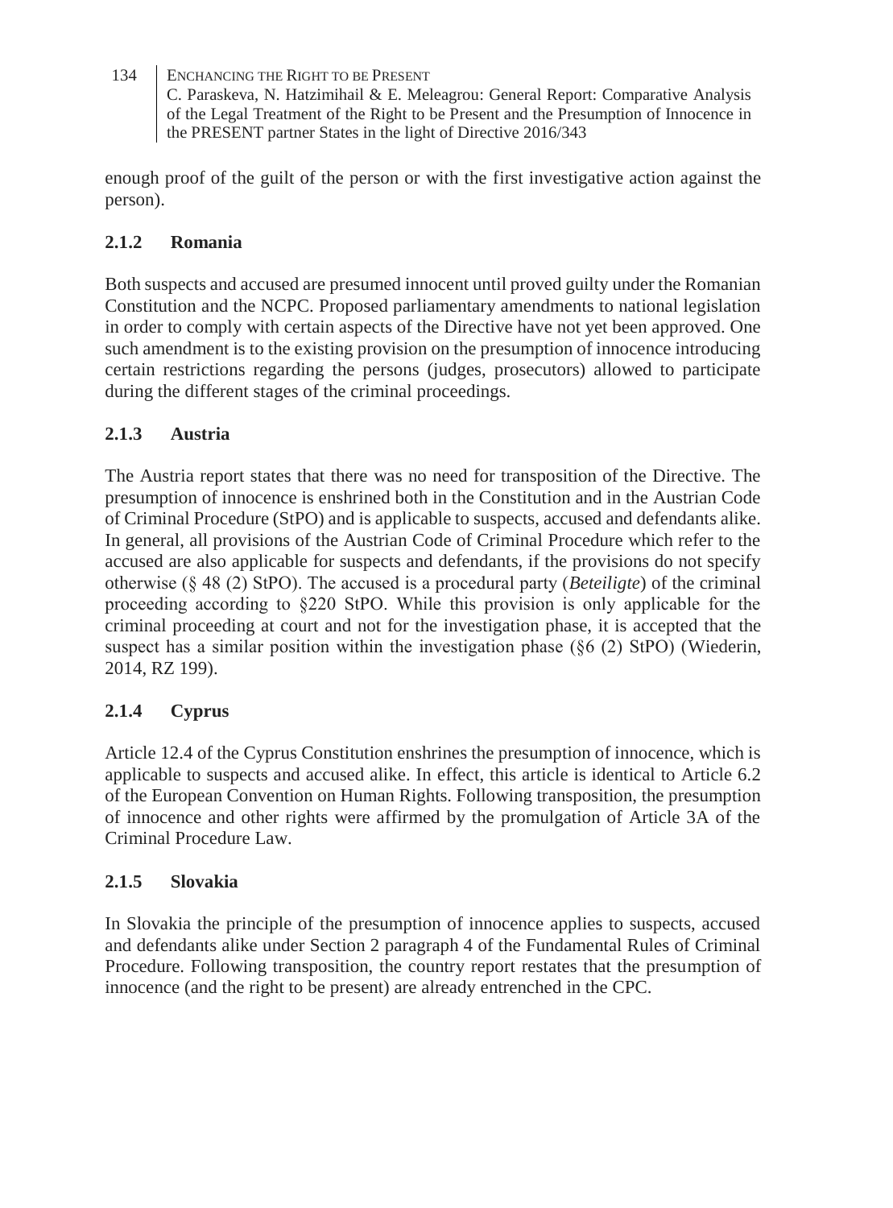enough proof of the guilt of the person or with the first investigative action against the person).

### 2.1.2 Romania

Both suspects and accused are presumed innocent until proved guilty under the Romanian Constitution and the NCPC. Proposed parliamentary amendments to national legislation in order to comply with certain aspects of the Directive have not yet been approved. One such amendment is to the existing provision on the presumption of innocence introducing certain restrictions regarding the persons (judges, prosecutors) allowed to participate during the different stages of the criminal proceedings.

### 2.1.3 Austria

The Austria report states that there was no need for transposition of the Directive. The presumption of innocence is enshrined both in the Constitution and in the Austrian Code of Criminal Procedure (StPO) and is applicable to suspects, accused and defendants alike. In general, all provisions of the Austrian Code of Criminal Procedure which refer to the accused are also applicable for suspects and defendants, if the provisions do not specify otherwise (§ 48 (2) StPO). The accused is a procedural party (*Beteiligte*) of the criminal proceeding according to §220 StPO. While this provision is only applicable for the criminal proceeding at court and not for the investigation phase, it is accepted that the suspect has a similar position within the investigation phase (§6 (2) StPO) (Wiederin, 2014, RZ 199).

### 2.1.4 Cyprus

Article 12.4 of the Cyprus Constitution enshrines the presumption of innocence, which is applicable to suspects and accused alike. In effect, this article is identical to Article 6.2 of the European Convention on Human Rights. Following transposition, the presumption of innocence and other rights were affirmed by the promulgation of Article 3A of the Criminal Procedure Law.

### 2.1.5 Slovakia

In Slovakia the principle of the presumption of innocence applies to suspects, accused and defendants alike under Section 2 paragraph 4 of the Fundamental Rules of Criminal Procedure. Following transposition, the country report restates that the presumption of innocence (and the right to be present) are already entrenched in the CPC.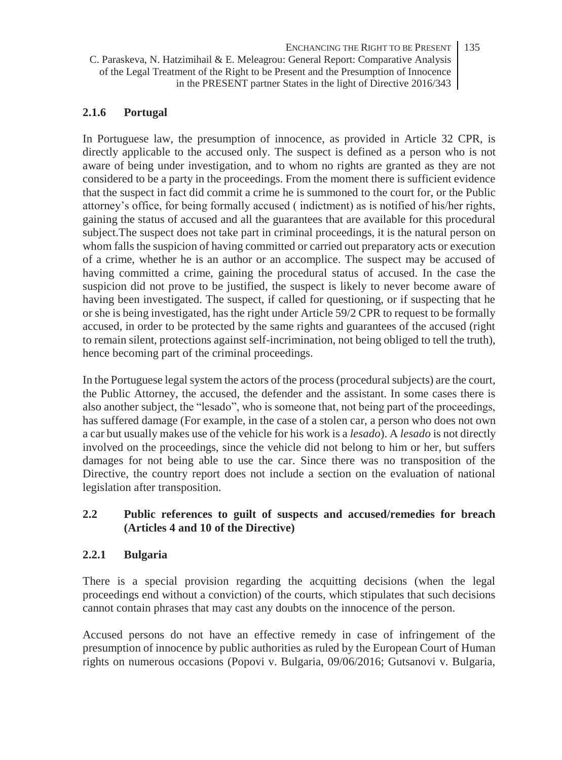### 2.1.6 Portugal

In Portuguese law, the presumption of innocence, as provided in Article 32 CPR, is directly applicable to the accused only. The suspect is defined as a person who is not aware of being under investigation, and to whom no rights are granted as they are not considered to be a party in the proceedings. From the moment there is sufficient evidence that the suspect in fact did commit a crime he is summoned to the court for, or the Public attorney's office, for being formally accused ( indictment) as is notified of his/her rights, gaining the status of accused and all the guarantees that are available for this procedural subject.The suspect does not take part in criminal proceedings, it is the natural person on whom falls the suspicion of having committed or carried out preparatory acts or execution of a crime, whether he is an author or an accomplice. The suspect may be accused of having committed a crime, gaining the procedural status of accused. In the case the suspicion did not prove to be justified, the suspect is likely to never become aware of having been investigated. The suspect, if called for questioning, or if suspecting that he or she is being investigated, has the right under Article 59/2 CPR to request to be formally accused, in order to be protected by the same rights and guarantees of the accused (right to remain silent, protections against self-incrimination, not being obliged to tell the truth), hence becoming part of the criminal proceedings.

In the Portuguese legal system the actors of the process (procedural subjects) are the court, the Public Attorney, the accused, the defender and the assistant. In some cases there is also another subject, the "lesado", who is someone that, not being part of the proceedings, has suffered damage (For example, in the case of a stolen car, a person who does not own a car but usually makes use of the vehicle for his work is a *lesado*). A *lesado* is not directly involved on the proceedings, since the vehicle did not belong to him or her, but suffers damages for not being able to use the car. Since there was no transposition of the Directive, the country report does not include a section on the evaluation of national legislation after transposition.

## 2.2 Public references to guilt of suspects and accused/remedies for breach (Articles 4 and 10 of the Directive)

### 2.2.1 Bulgaria

There is a special provision regarding the acquitting decisions (when the legal proceedings end without a conviction) of the courts, which stipulates that such decisions cannot contain phrases that may cast any doubts on the innocence of the person.

Accused persons do not have an effective remedy in case of infringement of the presumption of innocence by public authorities as ruled by the European Court of Human rights on numerous occasions (Popovi v. Bulgaria, 09/06/2016; Gutsanovi v. Bulgaria,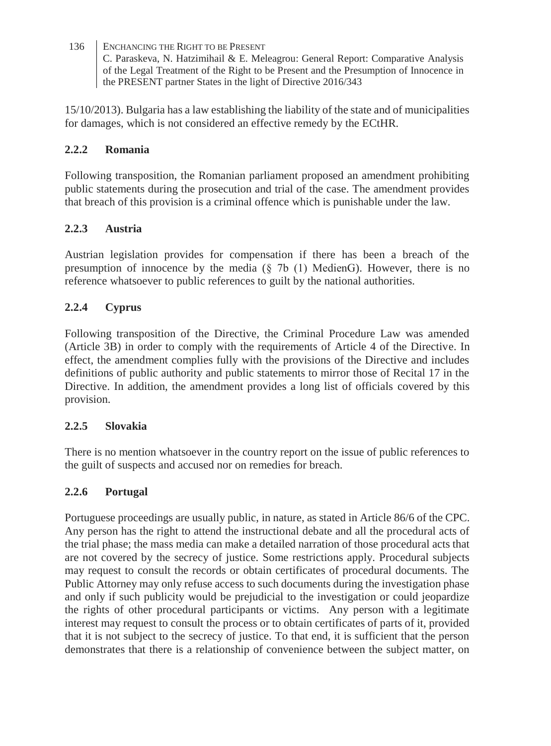15/10/2013). Bulgaria has a law establishing the liability of the state and of municipalities for damages, which is not considered an effective remedy by the ECtHR.

### 2.2.2 Romania

Following transposition, the Romanian parliament proposed an amendment prohibiting public statements during the prosecution and trial of the case. The amendment provides that breach of this provision is a criminal offence which is punishable under the law.

### 2.2.3 Austria

Austrian legislation provides for compensation if there has been a breach of the presumption of innocence by the media (§ 7b (1) MedienG). However, there is no reference whatsoever to public references to guilt by the national authorities.

### 2.2.4 Cyprus

Following transposition of the Directive, the Criminal Procedure Law was amended (Article 3B) in order to comply with the requirements of Article 4 of the Directive. In effect, the amendment complies fully with the provisions of the Directive and includes definitions of public authority and public statements to mirror those of Recital 17 in the Directive. In addition, the amendment provides a long list of officials covered by this provision.

### 2.2.5 Slovakia

There is no mention whatsoever in the country report on the issue of public references to the guilt of suspects and accused nor on remedies for breach.

### 2.2.6 Portugal

Portuguese proceedings are usually public, in nature, as stated in Article 86/6 of the CPC. Any person has the right to attend the instructional debate and all the procedural acts of the trial phase; the mass media can make a detailed narration of those procedural acts that are not covered by the secrecy of justice. Some restrictions apply. Procedural subjects may request to consult the records or obtain certificates of procedural documents. The Public Attorney may only refuse access to such documents during the investigation phase and only if such publicity would be prejudicial to the investigation or could jeopardize the rights of other procedural participants or victims. Any person with a legitimate interest may request to consult the process or to obtain certificates of parts of it, provided that it is not subject to the secrecy of justice. To that end, it is sufficient that the person demonstrates that there is a relationship of convenience between the subject matter, on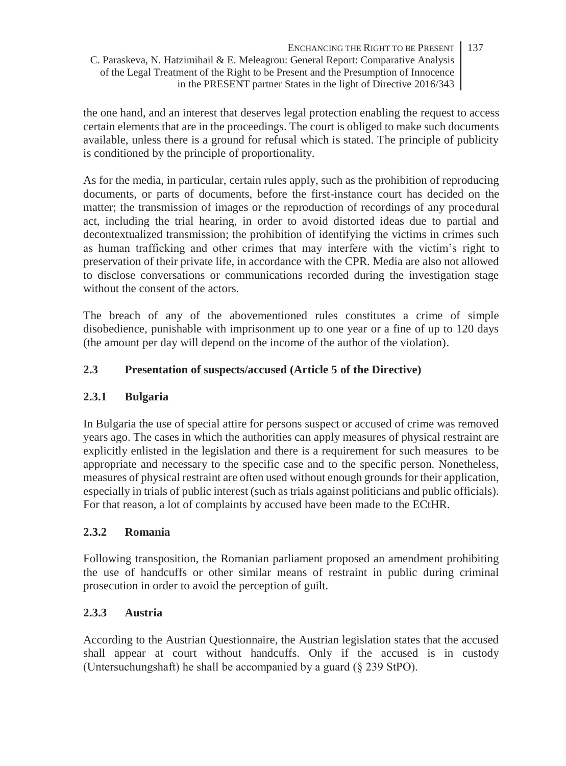the one hand, and an interest that deserves legal protection enabling the request to access certain elements that are in the proceedings. The court is obliged to make such documents available, unless there is a ground for refusal which is stated. The principle of publicity is conditioned by the principle of proportionality.

As for the media, in particular, certain rules apply, such as the prohibition of reproducing documents, or parts of documents, before the first-instance court has decided on the matter; the transmission of images or the reproduction of recordings of any procedural act, including the trial hearing, in order to avoid distorted ideas due to partial and decontextualized transmission; the prohibition of identifying the victims in crimes such as human trafficking and other crimes that may interfere with the victim's right to preservation of their private life, in accordance with the CPR. Media are also not allowed to disclose conversations or communications recorded during the investigation stage without the consent of the actors.

The breach of any of the abovementioned rules constitutes a crime of simple disobedience, punishable with imprisonment up to one year or a fine of up to 120 days (the amount per day will depend on the income of the author of the violation).

### 2.3 Presentation of suspects/accused (Article 5 of the Directive)

#### 2.3.1 Bulgaria

In Bulgaria the use of special attire for persons suspect or accused of crime was removed years ago. The cases in which the authorities can apply measures of physical restraint are explicitly enlisted in the legislation and there is a requirement for such measures to be appropriate and necessary to the specific case and to the specific person. Nonetheless, measures of physical restraint are often used without enough grounds for their application, especially in trials of public interest (such as trials against politicians and public officials). For that reason, a lot of complaints by accused have been made to the ECtHR.

#### 2.3.2 Romania

Following transposition, the Romanian parliament proposed an amendment prohibiting the use of handcuffs or other similar means of restraint in public during criminal prosecution in order to avoid the perception of guilt.

#### 2.3.3 Austria

According to the Austrian Questionnaire, the Austrian legislation states that the accused shall appear at court without handcuffs. Only if the accused is in custody (Untersuchungshaft) he shall be accompanied by a guard (§ 239 StPO).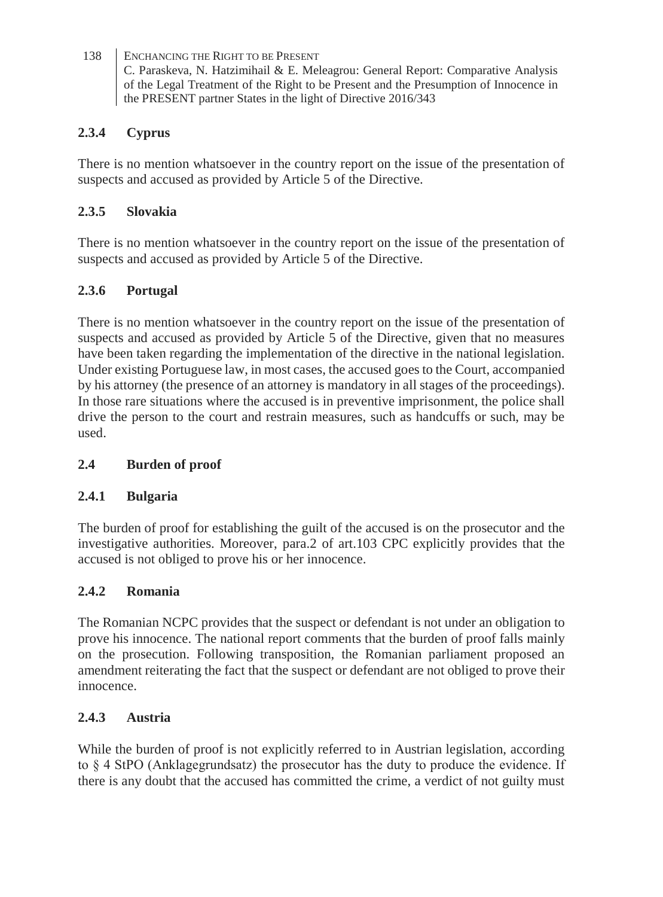### 2.3.4 Cyprus

There is no mention whatsoever in the country report on the issue of the presentation of suspects and accused as provided by Article 5 of the Directive.

### 2.3.5 Slovakia

There is no mention whatsoever in the country report on the issue of the presentation of suspects and accused as provided by Article 5 of the Directive.

### 2.3.6 Portugal

There is no mention whatsoever in the country report on the issue of the presentation of suspects and accused as provided by Article 5 of the Directive, given that no measures have been taken regarding the implementation of the directive in the national legislation. Under existing Portuguese law, in most cases, the accused goes to the Court, accompanied by his attorney (the presence of an attorney is mandatory in all stages of the proceedings). In those rare situations where the accused is in preventive imprisonment, the police shall drive the person to the court and restrain measures, such as handcuffs or such, may be used.

## 2.4 Burden of proof

### 2.4.1 Bulgaria

The burden of proof for establishing the guilt of the accused is on the prosecutor and the investigative authorities. Moreover, para.2 of art.103 CPC explicitly provides that the accused is not obliged to prove his or her innocence.

### 2.4.2 Romania

The Romanian NCPC provides that the suspect or defendant is not under an obligation to prove his innocence. The national report comments that the burden of proof falls mainly on the prosecution. Following transposition, the Romanian parliament proposed an amendment reiterating the fact that the suspect or defendant are not obliged to prove their innocence.

### 2.4.3 Austria

While the burden of proof is not explicitly referred to in Austrian legislation, according to § 4 StPO (Anklagegrundsatz) the prosecutor has the duty to produce the evidence. If there is any doubt that the accused has committed the crime, a verdict of not guilty must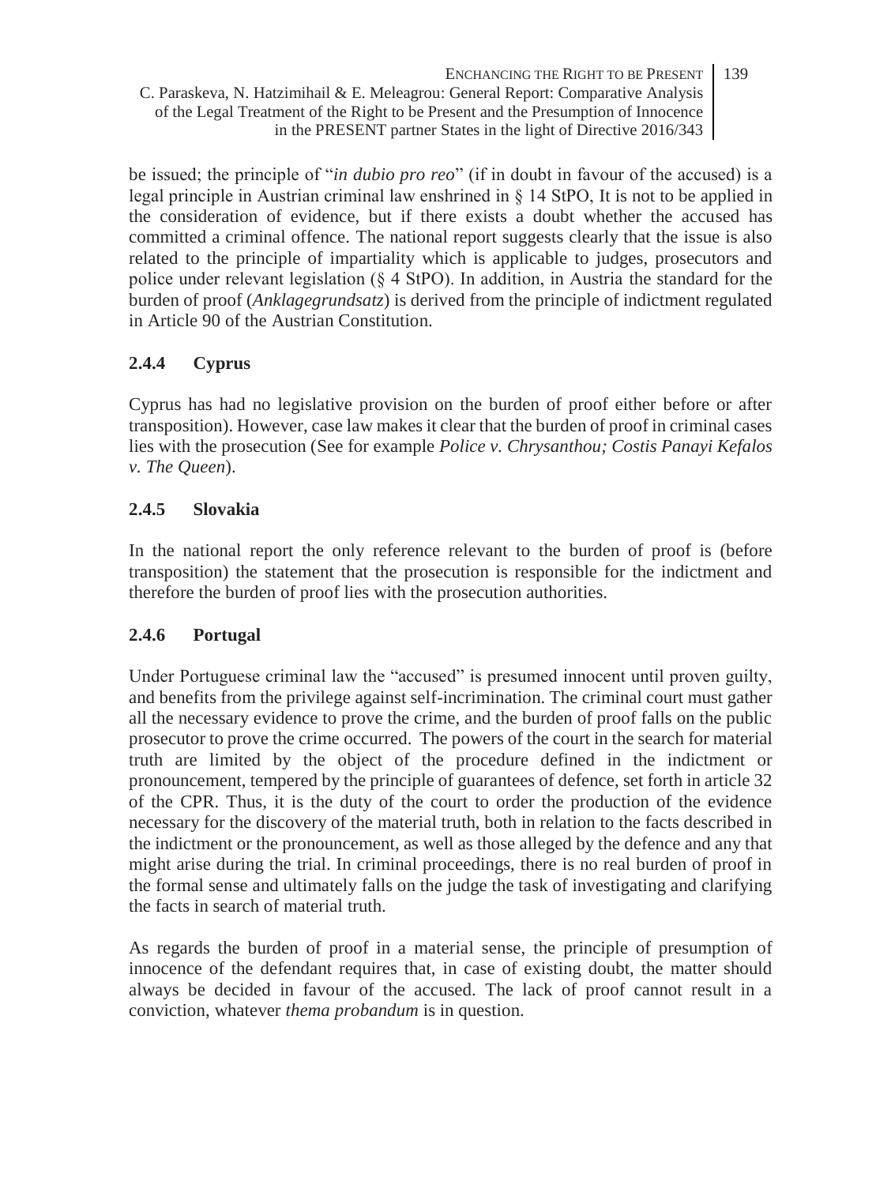be issued; the principle of "*in dubio pro reo*" (if in doubt in favour of the accused) is a legal principle in Austrian criminal law enshrined in § 14 StPO, It is not to be applied in the consideration of evidence, but if there exists a doubt whether the accused has committed a criminal offence. The national report suggests clearly that the issue is also related to the principle of impartiality which is applicable to judges, prosecutors and police under relevant legislation (§ 4 StPO). In addition, in Austria the standard for the burden of proof (*Anklagegrundsatz*) is derived from the principle of indictment regulated in Article 90 of the Austrian Constitution.

### 2.4.4 Cyprus

Cyprus has had no legislative provision on the burden of proof either before or after transposition). However, case law makes it clear that the burden of proof in criminal cases lies with the prosecution (See for example *Police v. Chrysanthou; Costis Panayi Kefalos v. The Queen*).

### 2.4.5 Slovakia

In the national report the only reference relevant to the burden of proof is (before transposition) the statement that the prosecution is responsible for the indictment and therefore the burden of proof lies with the prosecution authorities.

### 2.4.6 Portugal

Under Portuguese criminal law the "accused" is presumed innocent until proven guilty, and benefits from the privilege against self-incrimination. The criminal court must gather all the necessary evidence to prove the crime, and the burden of proof falls on the public prosecutor to prove the crime occurred. The powers of the court in the search for material truth are limited by the object of the procedure defined in the indictment or pronouncement, tempered by the principle of guarantees of defence, set forth in article 32 of the CPR. Thus, it is the duty of the court to order the production of the evidence necessary for the discovery of the material truth, both in relation to the facts described in the indictment or the pronouncement, as well as those alleged by the defence and any that might arise during the trial. In criminal proceedings, there is no real burden of proof in the formal sense and ultimately falls on the judge the task of investigating and clarifying the facts in search of material truth.

As regards the burden of proof in a material sense, the principle of presumption of innocence of the defendant requires that, in case of existing doubt, the matter should always be decided in favour of the accused. The lack of proof cannot result in a conviction, whatever *thema probandum* is in question.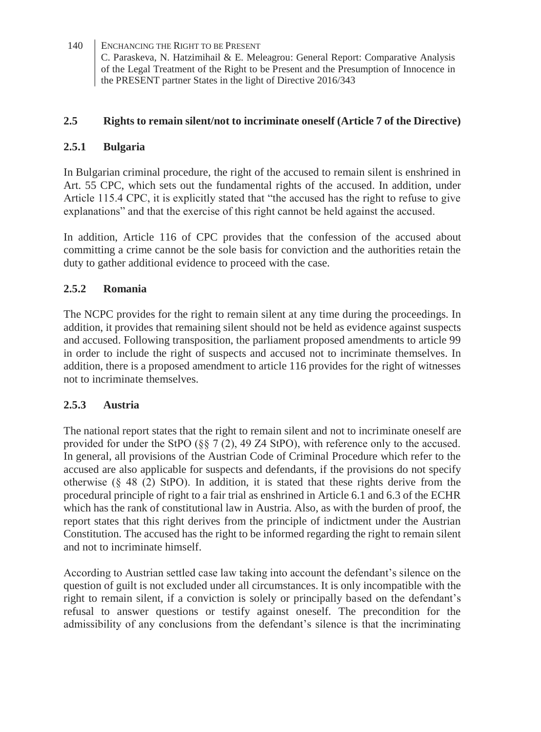## 2.5 Rights to remain silent/not to incriminate oneself (Article 7 of the Directive)

### 2.5.1 Bulgaria

In Bulgarian criminal procedure, the right of the accused to remain silent is enshrined in Art. 55 CPC, which sets out the fundamental rights of the accused. In addition, under Article 115.4 CPC, it is explicitly stated that "the accused has the right to refuse to give explanations" and that the exercise of this right cannot be held against the accused.

In addition, Article 116 of CPC provides that the confession of the accused about committing a crime cannot be the sole basis for conviction and the authorities retain the duty to gather additional evidence to proceed with the case.

### 2.5.2 Romania

The NCPC provides for the right to remain silent at any time during the proceedings. In addition, it provides that remaining silent should not be held as evidence against suspects and accused. Following transposition, the parliament proposed amendments to article 99 in order to include the right of suspects and accused not to incriminate themselves. In addition, there is a proposed amendment to article 116 provides for the right of witnesses not to incriminate themselves.

### 2.5.3 Austria

The national report states that the right to remain silent and not to incriminate oneself are provided for under the StPO (§§ 7 (2), 49 Z4 StPO), with reference only to the accused. In general, all provisions of the Austrian Code of Criminal Procedure which refer to the accused are also applicable for suspects and defendants, if the provisions do not specify otherwise (§ 48 (2) StPO). In addition, it is stated that these rights derive from the procedural principle of right to a fair trial as enshrined in Article 6.1 and 6.3 of the ECHR which has the rank of constitutional law in Austria. Also, as with the burden of proof, the report states that this right derives from the principle of indictment under the Austrian Constitution. The accused has the right to be informed regarding the right to remain silent and not to incriminate himself.

According to Austrian settled case law taking into account the defendant's silence on the question of guilt is not excluded under all circumstances. It is only incompatible with the right to remain silent, if a conviction is solely or principally based on the defendant's refusal to answer questions or testify against oneself. The precondition for the admissibility of any conclusions from the defendant's silence is that the incriminating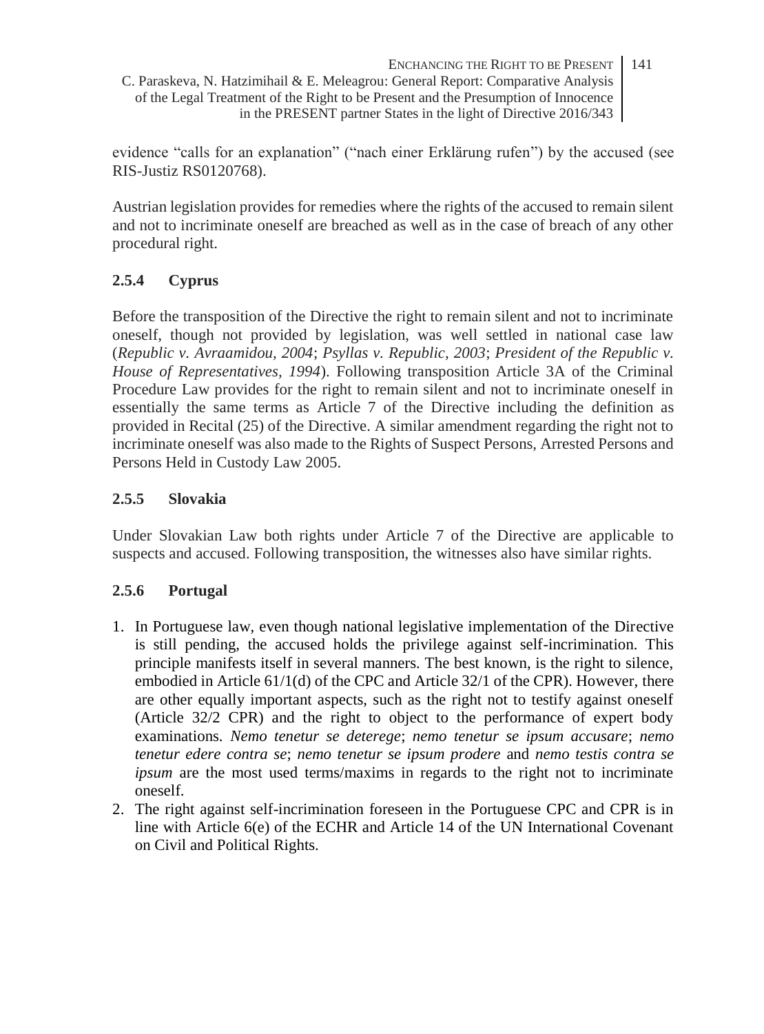evidence "calls for an explanation" ("nach einer Erklärung rufen") by the accused (see RIS-Justiz RS0120768).

Austrian legislation provides for remedies where the rights of the accused to remain silent and not to incriminate oneself are breached as well as in the case of breach of any other procedural right.

### 2.5.4 Cyprus

Before the transposition of the Directive the right to remain silent and not to incriminate oneself, though not provided by legislation, was well settled in national case law (*Republic v. Avraamidou, 2004*; *Psyllas v. Republic, 2003*; *President of the Republic v. House of Representatives, 1994*). Following transposition Article 3A of the Criminal Procedure Law provides for the right to remain silent and not to incriminate oneself in essentially the same terms as Article 7 of the Directive including the definition as provided in Recital (25) of the Directive. A similar amendment regarding the right not to incriminate oneself was also made to the Rights of Suspect Persons, Arrested Persons and Persons Held in Custody Law 2005.

### 2.5.5 Slovakia

Under Slovakian Law both rights under Article 7 of the Directive are applicable to suspects and accused. Following transposition, the witnesses also have similar rights.

### 2.5.6 Portugal

1. In Portuguese law, even though national legislative implementation of the Directive is still pending, the accused holds the privilege against self-incrimination. This principle manifests itself in several manners. The best known, is the right to silence, embodied in Article 61/1(d) of the CPC and Article 32/1 of the CPR). However, there are other equally important aspects, such as the right not to testify against oneself (Article 32/2 CPR) and the right to object to the performance of expert body examinations. *Nemo tenetur se deterege*; *nemo tenetur se ipsum accusare*; *nemo tenetur edere contra se*; *nemo tenetur se ipsum prodere* and *nemo testis contra se ipsum* are the most used terms/maxims in regards to the right not to incriminate oneself.
2. The right against self-incrimination foreseen in the Portuguese CPC and CPR is in line with Article 6(e) of the ECHR and Article 14 of the UN International Covenant on Civil and Political Rights.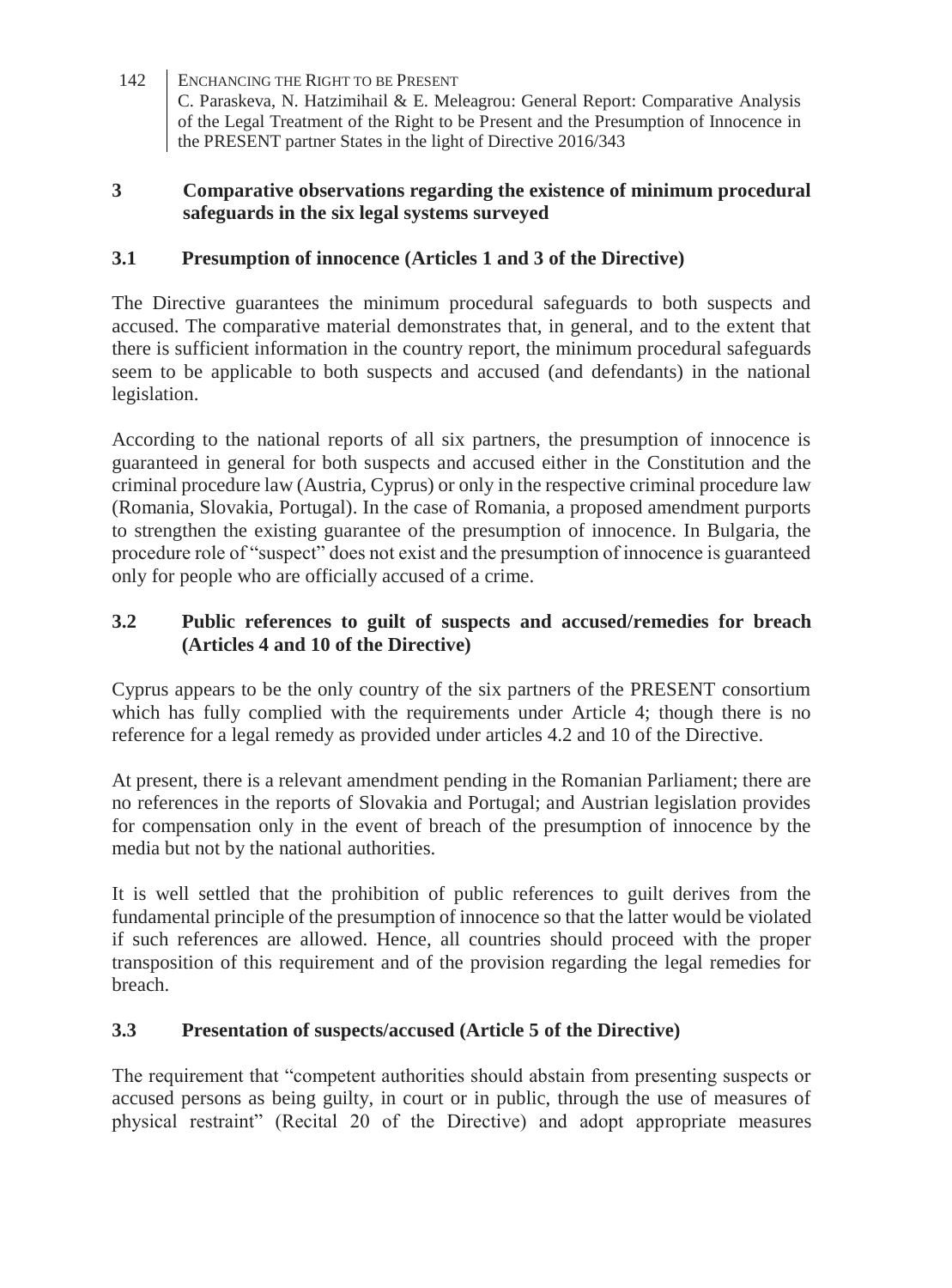## 3 Comparative observations regarding the existence of minimum procedural safeguards in the six legal systems surveyed

### 3.1 Presumption of innocence (Articles 1 and 3 of the Directive)

The Directive guarantees the minimum procedural safeguards to both suspects and accused. The comparative material demonstrates that, in general, and to the extent that there is sufficient information in the country report, the minimum procedural safeguards seem to be applicable to both suspects and accused (and defendants) in the national legislation.

According to the national reports of all six partners, the presumption of innocence is guaranteed in general for both suspects and accused either in the Constitution and the criminal procedure law (Austria, Cyprus) or only in the respective criminal procedure law (Romania, Slovakia, Portugal). In the case of Romania, a proposed amendment purports to strengthen the existing guarantee of the presumption of innocence. In Bulgaria, the procedure role of "suspect" does not exist and the presumption of innocence is guaranteed only for people who are officially accused of a crime.

### 3.2 Public references to guilt of suspects and accused/remedies for breach (Articles 4 and 10 of the Directive)

Cyprus appears to be the only country of the six partners of the PRESENT consortium which has fully complied with the requirements under Article 4; though there is no reference for a legal remedy as provided under articles 4.2 and 10 of the Directive.

At present, there is a relevant amendment pending in the Romanian Parliament; there are no references in the reports of Slovakia and Portugal; and Austrian legislation provides for compensation only in the event of breach of the presumption of innocence by the media but not by the national authorities.

It is well settled that the prohibition of public references to guilt derives from the fundamental principle of the presumption of innocence so that the latter would be violated if such references are allowed. Hence, all countries should proceed with the proper transposition of this requirement and of the provision regarding the legal remedies for breach.

### 3.3 Presentation of suspects/accused (Article 5 of the Directive)

The requirement that "competent authorities should abstain from presenting suspects or accused persons as being guilty, in court or in public, through the use of measures of physical restraint" (Recital 20 of the Directive) and adopt appropriate measures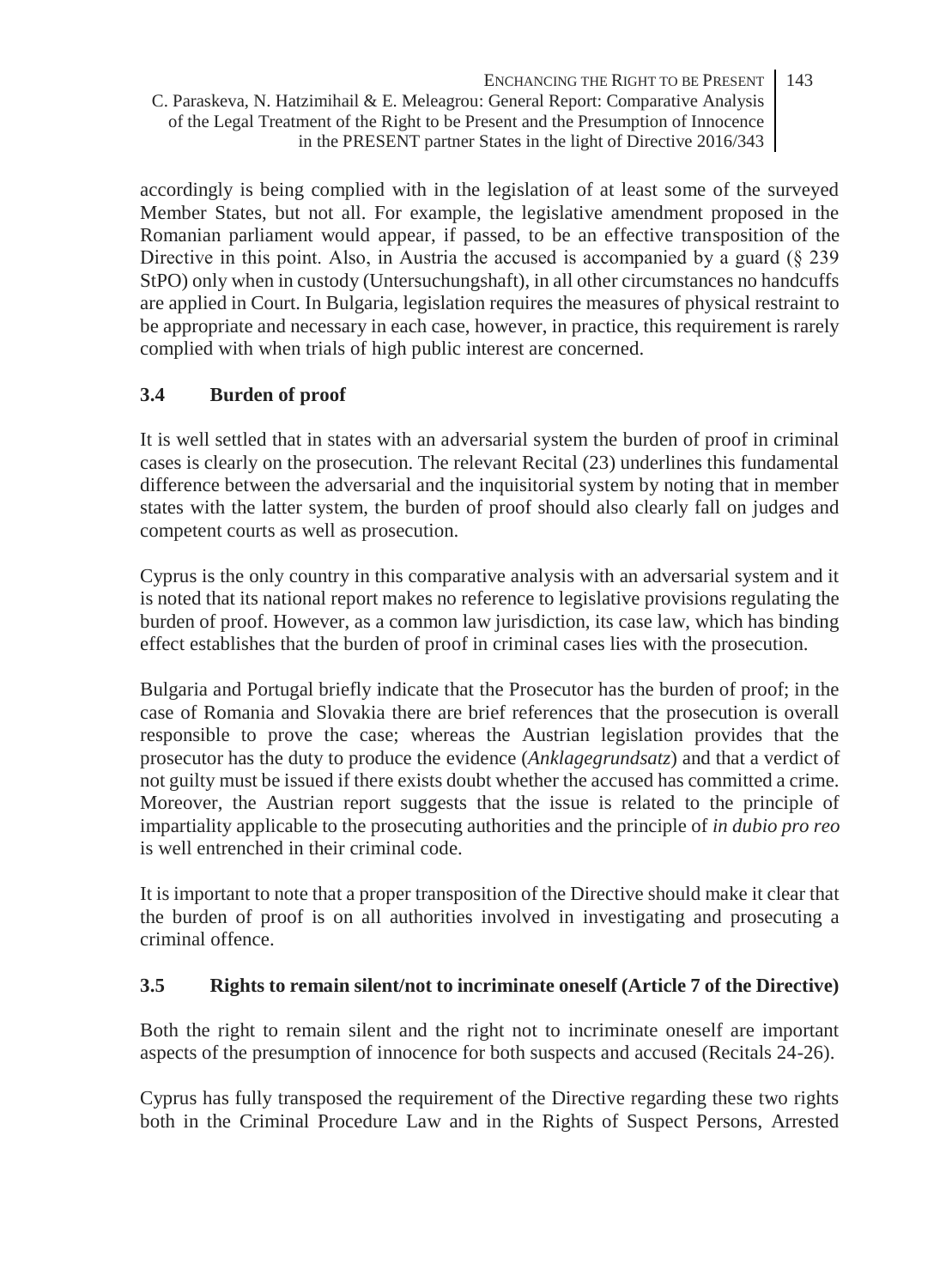accordingly is being complied with in the legislation of at least some of the surveyed Member States, but not all. For example, the legislative amendment proposed in the Romanian parliament would appear, if passed, to be an effective transposition of the Directive in this point. Also, in Austria the accused is accompanied by a guard (§ 239 StPO) only when in custody (Untersuchungshaft), in all other circumstances no handcuffs are applied in Court. In Bulgaria, legislation requires the measures of physical restraint to be appropriate and necessary in each case, however, in practice, this requirement is rarely complied with when trials of high public interest are concerned.

### 3.4 Burden of proof

It is well settled that in states with an adversarial system the burden of proof in criminal cases is clearly on the prosecution. The relevant Recital (23) underlines this fundamental difference between the adversarial and the inquisitorial system by noting that in member states with the latter system, the burden of proof should also clearly fall on judges and competent courts as well as prosecution.

Cyprus is the only country in this comparative analysis with an adversarial system and it is noted that its national report makes no reference to legislative provisions regulating the burden of proof. However, as a common law jurisdiction, its case law, which has binding effect establishes that the burden of proof in criminal cases lies with the prosecution.

Bulgaria and Portugal briefly indicate that the Prosecutor has the burden of proof; in the case of Romania and Slovakia there are brief references that the prosecution is overall responsible to prove the case; whereas the Austrian legislation provides that the prosecutor has the duty to produce the evidence (*Anklagegrundsatz*) and that a verdict of not guilty must be issued if there exists doubt whether the accused has committed a crime. Moreover, the Austrian report suggests that the issue is related to the principle of impartiality applicable to the prosecuting authorities and the principle of *in dubio pro reo* is well entrenched in their criminal code.

It is important to note that a proper transposition of the Directive should make it clear that the burden of proof is on all authorities involved in investigating and prosecuting a criminal offence.

### 3.5 Rights to remain silent/not to incriminate oneself (Article 7 of the Directive)

Both the right to remain silent and the right not to incriminate oneself are important aspects of the presumption of innocence for both suspects and accused (Recitals 24-26).

Cyprus has fully transposed the requirement of the Directive regarding these two rights both in the Criminal Procedure Law and in the Rights of Suspect Persons, Arrested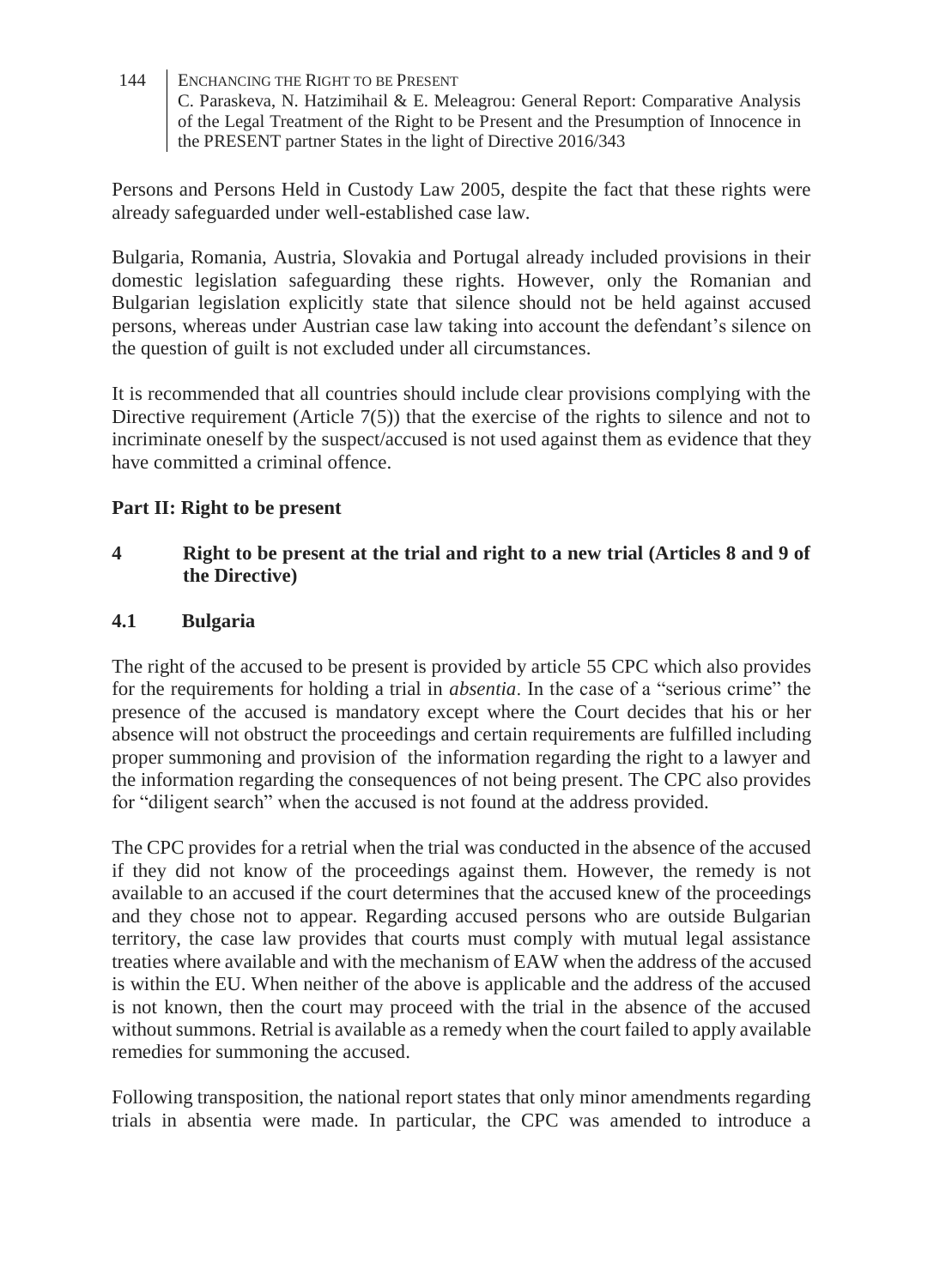Persons and Persons Held in Custody Law 2005, despite the fact that these rights were already safeguarded under well-established case law.

Bulgaria, Romania, Austria, Slovakia and Portugal already included provisions in their domestic legislation safeguarding these rights. However, only the Romanian and Bulgarian legislation explicitly state that silence should not be held against accused persons, whereas under Austrian case law taking into account the defendant's silence on the question of guilt is not excluded under all circumstances.

It is recommended that all countries should include clear provisions complying with the Directive requirement (Article 7(5)) that the exercise of the rights to silence and not to incriminate oneself by the suspect/accused is not used against them as evidence that they have committed a criminal offence.

## Part II: Right to be present

### 4 Right to be present at the trial and right to a new trial (Articles 8 and 9 of the Directive)

#### 4.1 Bulgaria

The right of the accused to be present is provided by article 55 CPC which also provides for the requirements for holding a trial in *absentia*. In the case of a "serious crime" the presence of the accused is mandatory except where the Court decides that his or her absence will not obstruct the proceedings and certain requirements are fulfilled including proper summoning and provision of the information regarding the right to a lawyer and the information regarding the consequences of not being present. The CPC also provides for "diligent search" when the accused is not found at the address provided.

The CPC provides for a retrial when the trial was conducted in the absence of the accused if they did not know of the proceedings against them. However, the remedy is not available to an accused if the court determines that the accused knew of the proceedings and they chose not to appear. Regarding accused persons who are outside Bulgarian territory, the case law provides that courts must comply with mutual legal assistance treaties where available and with the mechanism of EAW when the address of the accused is within the EU. When neither of the above is applicable and the address of the accused is not known, then the court may proceed with the trial in the absence of the accused without summons. Retrial is available as a remedy when the court failed to apply available remedies for summoning the accused.

Following transposition, the national report states that only minor amendments regarding trials in absentia were made. In particular, the CPC was amended to introduce a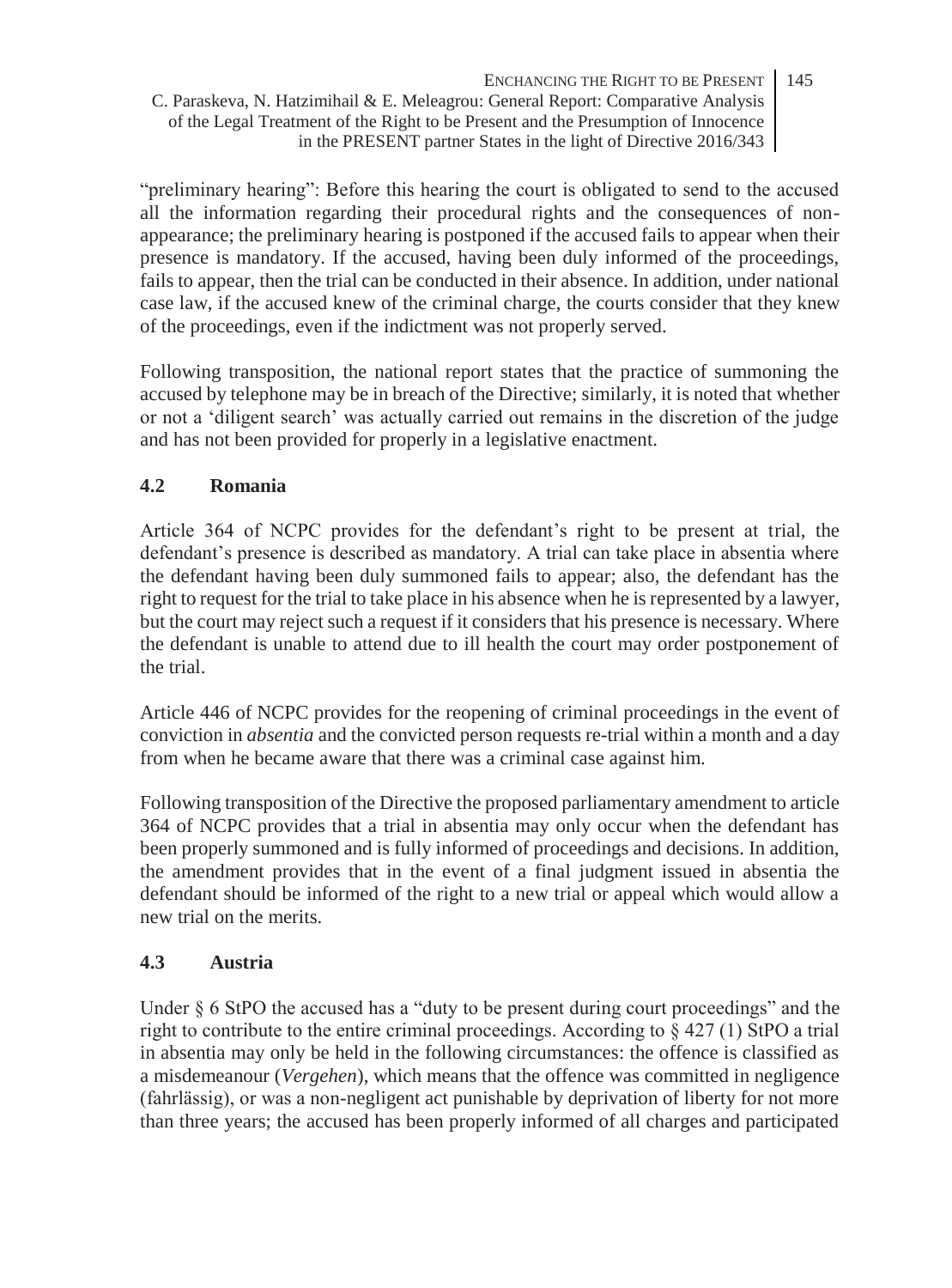"preliminary hearing": Before this hearing the court is obligated to send to the accused all the information regarding their procedural rights and the consequences of non-appearance; the preliminary hearing is postponed if the accused fails to appear when their presence is mandatory. If the accused, having been duly informed of the proceedings, fails to appear, then the trial can be conducted in their absence. In addition, under national case law, if the accused knew of the criminal charge, the courts consider that they knew of the proceedings, even if the indictment was not properly served.

Following transposition, the national report states that the practice of summoning the accused by telephone may be in breach of the Directive; similarly, it is noted that whether or not a 'diligent search' was actually carried out remains in the discretion of the judge and has not been provided for properly in a legislative enactment.

### 4.2 Romania

Article 364 of NCPC provides for the defendant's right to be present at trial, the defendant's presence is described as mandatory. A trial can take place in absentia where the defendant having been duly summoned fails to appear; also, the defendant has the right to request for the trial to take place in his absence when he is represented by a lawyer, but the court may reject such a request if it considers that his presence is necessary. Where the defendant is unable to attend due to ill health the court may order postponement of the trial.

Article 446 of NCPC provides for the reopening of criminal proceedings in the event of conviction in *absentia* and the convicted person requests re-trial within a month and a day from when he became aware that there was a criminal case against him.

Following transposition of the Directive the proposed parliamentary amendment to article 364 of NCPC provides that a trial in absentia may only occur when the defendant has been properly summoned and is fully informed of proceedings and decisions. In addition, the amendment provides that in the event of a final judgment issued in absentia the defendant should be informed of the right to a new trial or appeal which would allow a new trial on the merits.

### 4.3 Austria

Under § 6 StPO the accused has a "duty to be present during court proceedings" and the right to contribute to the entire criminal proceedings. According to § 427 (1) StPO a trial in absentia may only be held in the following circumstances: the offence is classified as a misdemeanour (*Vergehen*), which means that the offence was committed in negligence (fahrlässig), or was a non-negligent act punishable by deprivation of liberty for not more than three years; the accused has been properly informed of all charges and participated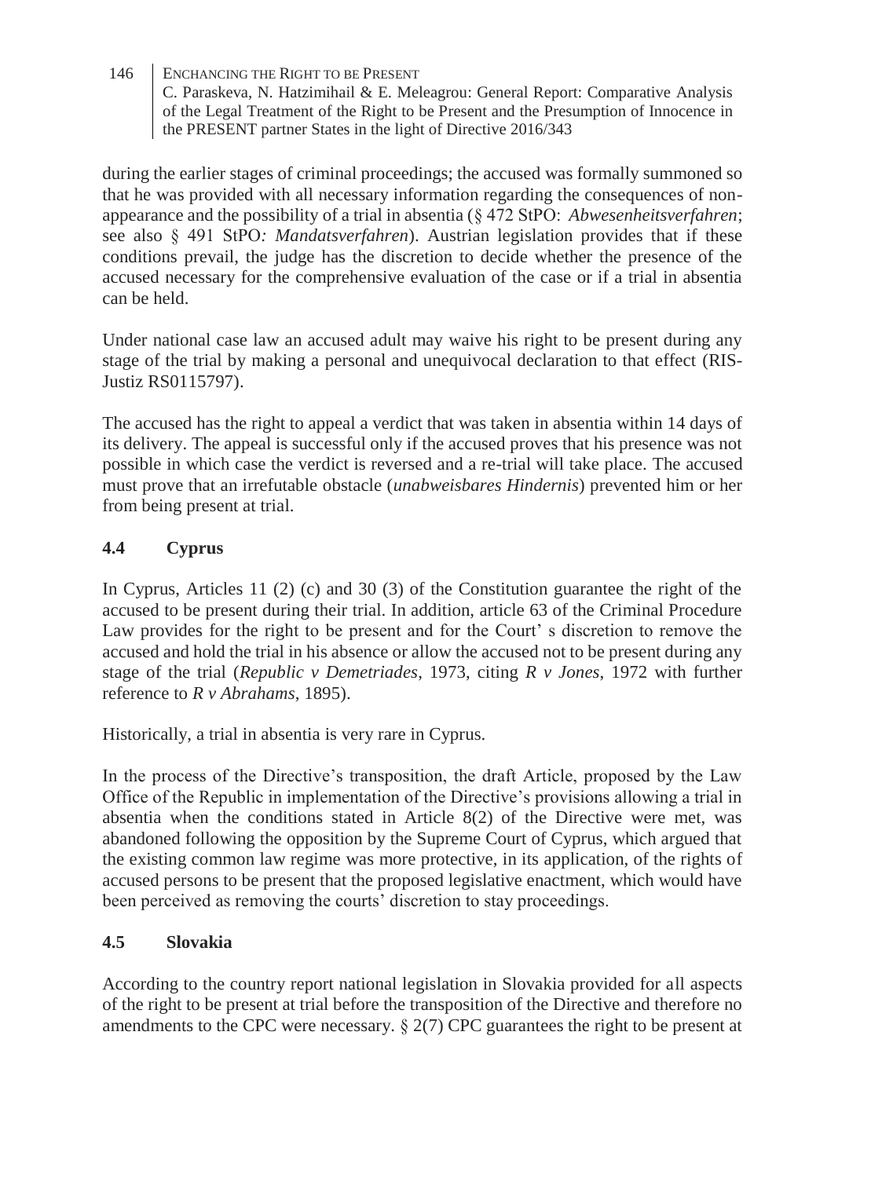during the earlier stages of criminal proceedings; the accused was formally summoned so that he was provided with all necessary information regarding the consequences of non-appearance and the possibility of a trial in absentia (§ 472 StPO: *Abwesenheitsverfahren*; see also § 491 StPO*: Mandatsverfahren*). Austrian legislation provides that if these conditions prevail, the judge has the discretion to decide whether the presence of the accused necessary for the comprehensive evaluation of the case or if a trial in absentia can be held.

Under national case law an accused adult may waive his right to be present during any stage of the trial by making a personal and unequivocal declaration to that effect (RIS-Justiz RS0115797).

The accused has the right to appeal a verdict that was taken in absentia within 14 days of its delivery. The appeal is successful only if the accused proves that his presence was not possible in which case the verdict is reversed and a re-trial will take place. The accused must prove that an irrefutable obstacle (*unabweisbares Hindernis*) prevented him or her from being present at trial.

### 4.4 Cyprus

In Cyprus, Articles 11 (2) (c) and 30 (3) of the Constitution guarantee the right of the accused to be present during their trial. In addition, article 63 of the Criminal Procedure Law provides for the right to be present and for the Court' s discretion to remove the accused and hold the trial in his absence or allow the accused not to be present during any stage of the trial (*Republic v Demetriades*, 1973, citing *R v Jones*, 1972 with further reference to *R v Abrahams*, 1895).

Historically, a trial in absentia is very rare in Cyprus.

In the process of the Directive's transposition, the draft Article, proposed by the Law Office of the Republic in implementation of the Directive's provisions allowing a trial in absentia when the conditions stated in Article 8(2) of the Directive were met, was abandoned following the opposition by the Supreme Court of Cyprus, which argued that the existing common law regime was more protective, in its application, of the rights of accused persons to be present that the proposed legislative enactment, which would have been perceived as removing the courts' discretion to stay proceedings.

### 4.5 Slovakia

According to the country report national legislation in Slovakia provided for all aspects of the right to be present at trial before the transposition of the Directive and therefore no amendments to the CPC were necessary. § 2(7) CPC guarantees the right to be present at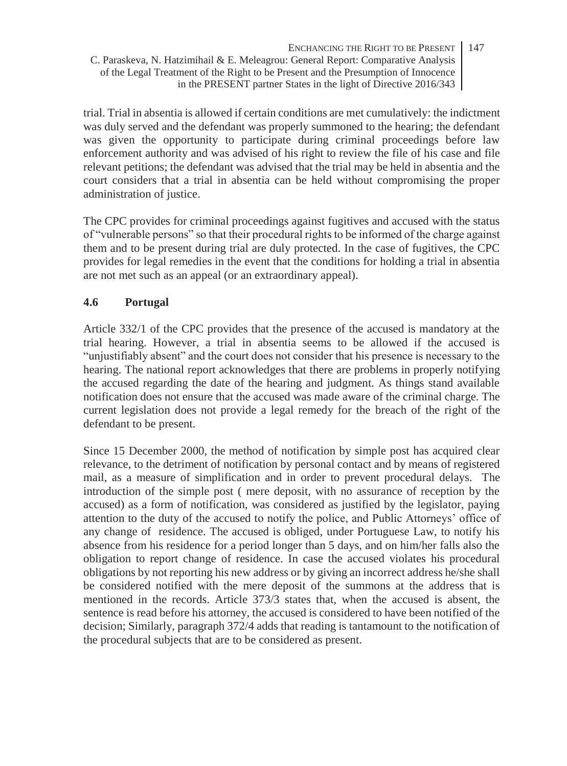trial. Trial in absentia is allowed if certain conditions are met cumulatively: the indictment was duly served and the defendant was properly summoned to the hearing; the defendant was given the opportunity to participate during criminal proceedings before law enforcement authority and was advised of his right to review the file of his case and file relevant petitions; the defendant was advised that the trial may be held in absentia and the court considers that a trial in absentia can be held without compromising the proper administration of justice.

The CPC provides for criminal proceedings against fugitives and accused with the status of "vulnerable persons" so that their procedural rights to be informed of the charge against them and to be present during trial are duly protected. In the case of fugitives, the CPC provides for legal remedies in the event that the conditions for holding a trial in absentia are not met such as an appeal (or an extraordinary appeal).

### 4.6 Portugal

Article 332/1 of the CPC provides that the presence of the accused is mandatory at the trial hearing. However, a trial in absentia seems to be allowed if the accused is "unjustifiably absent" and the court does not consider that his presence is necessary to the hearing. The national report acknowledges that there are problems in properly notifying the accused regarding the date of the hearing and judgment. As things stand available notification does not ensure that the accused was made aware of the criminal charge. The current legislation does not provide a legal remedy for the breach of the right of the defendant to be present.

Since 15 December 2000, the method of notification by simple post has acquired clear relevance, to the detriment of notification by personal contact and by means of registered mail, as a measure of simplification and in order to prevent procedural delays. The introduction of the simple post ( mere deposit, with no assurance of reception by the accused) as a form of notification, was considered as justified by the legislator, paying attention to the duty of the accused to notify the police, and Public Attorneys' office of any change of residence. The accused is obliged, under Portuguese Law, to notify his absence from his residence for a period longer than 5 days, and on him/her falls also the obligation to report change of residence. In case the accused violates his procedural obligations by not reporting his new address or by giving an incorrect address he/she shall be considered notified with the mere deposit of the summons at the address that is mentioned in the records. Article 373/3 states that, when the accused is absent, the sentence is read before his attorney, the accused is considered to have been notified of the decision; Similarly, paragraph 372/4 adds that reading is tantamount to the notification of the procedural subjects that are to be considered as present.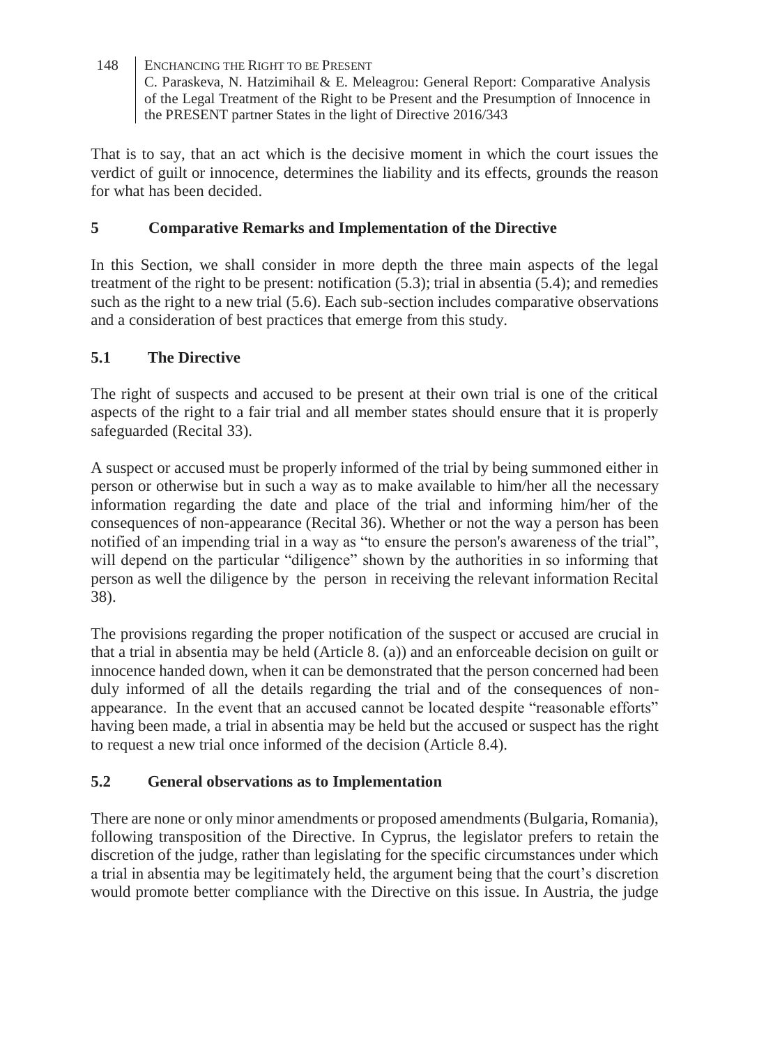That is to say, that an act which is the decisive moment in which the court issues the verdict of guilt or innocence, determines the liability and its effects, grounds the reason for what has been decided.

## 5 Comparative Remarks and Implementation of the Directive

In this Section, we shall consider in more depth the three main aspects of the legal treatment of the right to be present: notification (5.3); trial in absentia (5.4); and remedies such as the right to a new trial (5.6). Each sub-section includes comparative observations and a consideration of best practices that emerge from this study.

### 5.1 The Directive

The right of suspects and accused to be present at their own trial is one of the critical aspects of the right to a fair trial and all member states should ensure that it is properly safeguarded (Recital 33).

A suspect or accused must be properly informed of the trial by being summoned either in person or otherwise but in such a way as to make available to him/her all the necessary information regarding the date and place of the trial and informing him/her of the consequences of non-appearance (Recital 36). Whether or not the way a person has been notified of an impending trial in a way as "to ensure the person's awareness of the trial", will depend on the particular "diligence" shown by the authorities in so informing that person as well the diligence by the person in receiving the relevant information Recital 38).

The provisions regarding the proper notification of the suspect or accused are crucial in that a trial in absentia may be held (Article 8. (a)) and an enforceable decision on guilt or innocence handed down, when it can be demonstrated that the person concerned had been duly informed of all the details regarding the trial and of the consequences of non-appearance. In the event that an accused cannot be located despite "reasonable efforts" having been made, a trial in absentia may be held but the accused or suspect has the right to request a new trial once informed of the decision (Article 8.4).

### 5.2 General observations as to Implementation

There are none or only minor amendments or proposed amendments (Bulgaria, Romania), following transposition of the Directive. In Cyprus, the legislator prefers to retain the discretion of the judge, rather than legislating for the specific circumstances under which a trial in absentia may be legitimately held, the argument being that the court's discretion would promote better compliance with the Directive on this issue. In Austria, the judge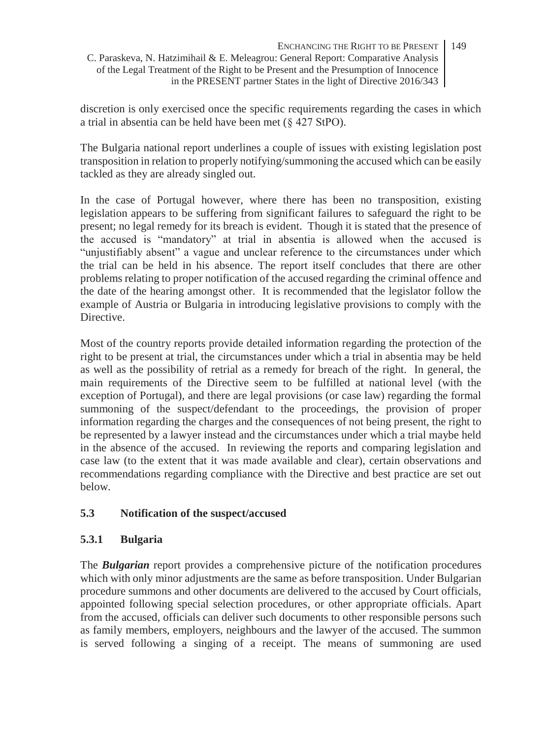discretion is only exercised once the specific requirements regarding the cases in which a trial in absentia can be held have been met (§ 427 StPO).

The Bulgaria national report underlines a couple of issues with existing legislation post transposition in relation to properly notifying/summoning the accused which can be easily tackled as they are already singled out.

In the case of Portugal however, where there has been no transposition, existing legislation appears to be suffering from significant failures to safeguard the right to be present; no legal remedy for its breach is evident. Though it is stated that the presence of the accused is "mandatory" at trial in absentia is allowed when the accused is "unjustifiably absent" a vague and unclear reference to the circumstances under which the trial can be held in his absence. The report itself concludes that there are other problems relating to proper notification of the accused regarding the criminal offence and the date of the hearing amongst other. It is recommended that the legislator follow the example of Austria or Bulgaria in introducing legislative provisions to comply with the Directive.

Most of the country reports provide detailed information regarding the protection of the right to be present at trial, the circumstances under which a trial in absentia may be held as well as the possibility of retrial as a remedy for breach of the right. In general, the main requirements of the Directive seem to be fulfilled at national level (with the exception of Portugal), and there are legal provisions (or case law) regarding the formal summoning of the suspect/defendant to the proceedings, the provision of proper information regarding the charges and the consequences of not being present, the right to be represented by a lawyer instead and the circumstances under which a trial maybe held in the absence of the accused. In reviewing the reports and comparing legislation and case law (to the extent that it was made available and clear), certain observations and recommendations regarding compliance with the Directive and best practice are set out below.

### 5.3 Notification of the suspect/accused

#### 5.3.1 Bulgaria

The ***Bulgarian*** report provides a comprehensive picture of the notification procedures which with only minor adjustments are the same as before transposition. Under Bulgarian procedure summons and other documents are delivered to the accused by Court officials, appointed following special selection procedures, or other appropriate officials. Apart from the accused, officials can deliver such documents to other responsible persons such as family members, employers, neighbours and the lawyer of the accused. The summon is served following a singing of a receipt. The means of summoning are used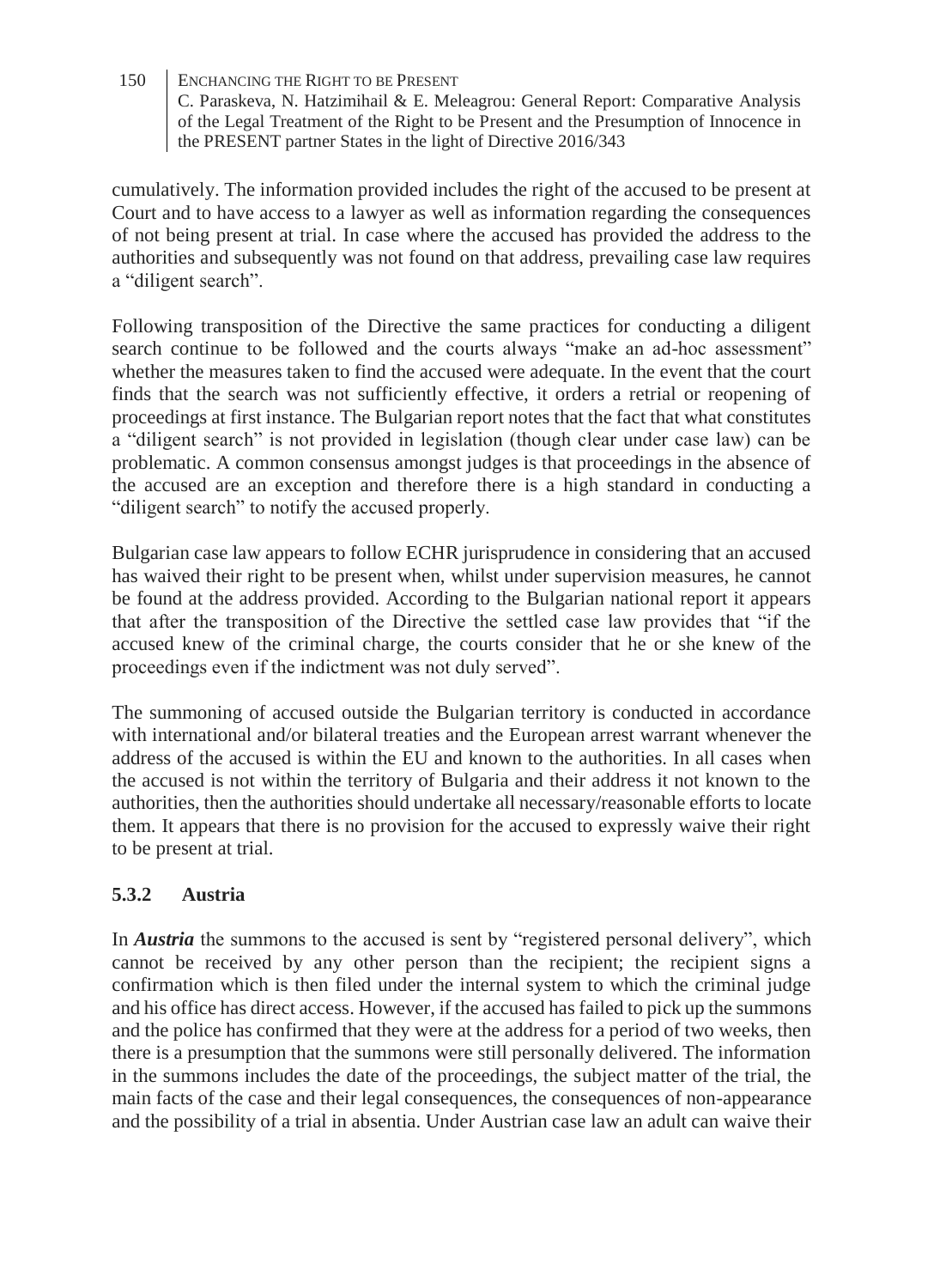cumulatively. The information provided includes the right of the accused to be present at Court and to have access to a lawyer as well as information regarding the consequences of not being present at trial. In case where the accused has provided the address to the authorities and subsequently was not found on that address, prevailing case law requires a "diligent search".

Following transposition of the Directive the same practices for conducting a diligent search continue to be followed and the courts always "make an ad-hoc assessment" whether the measures taken to find the accused were adequate. In the event that the court finds that the search was not sufficiently effective, it orders a retrial or reopening of proceedings at first instance. The Bulgarian report notes that the fact that what constitutes a "diligent search" is not provided in legislation (though clear under case law) can be problematic. A common consensus amongst judges is that proceedings in the absence of the accused are an exception and therefore there is a high standard in conducting a "diligent search" to notify the accused properly.

Bulgarian case law appears to follow ECHR jurisprudence in considering that an accused has waived their right to be present when, whilst under supervision measures, he cannot be found at the address provided. According to the Bulgarian national report it appears that after the transposition of the Directive the settled case law provides that "if the accused knew of the criminal charge, the courts consider that he or she knew of the proceedings even if the indictment was not duly served".

The summoning of accused outside the Bulgarian territory is conducted in accordance with international and/or bilateral treaties and the European arrest warrant whenever the address of the accused is within the EU and known to the authorities. In all cases when the accused is not within the territory of Bulgaria and their address it not known to the authorities, then the authorities should undertake all necessary/reasonable efforts to locate them. It appears that there is no provision for the accused to expressly waive their right to be present at trial.

### 5.3.2 Austria

In ***Austria*** the summons to the accused is sent by "registered personal delivery", which cannot be received by any other person than the recipient; the recipient signs a confirmation which is then filed under the internal system to which the criminal judge and his office has direct access. However, if the accused has failed to pick up the summons and the police has confirmed that they were at the address for a period of two weeks, then there is a presumption that the summons were still personally delivered. The information in the summons includes the date of the proceedings, the subject matter of the trial, the main facts of the case and their legal consequences, the consequences of non-appearance and the possibility of a trial in absentia. Under Austrian case law an adult can waive their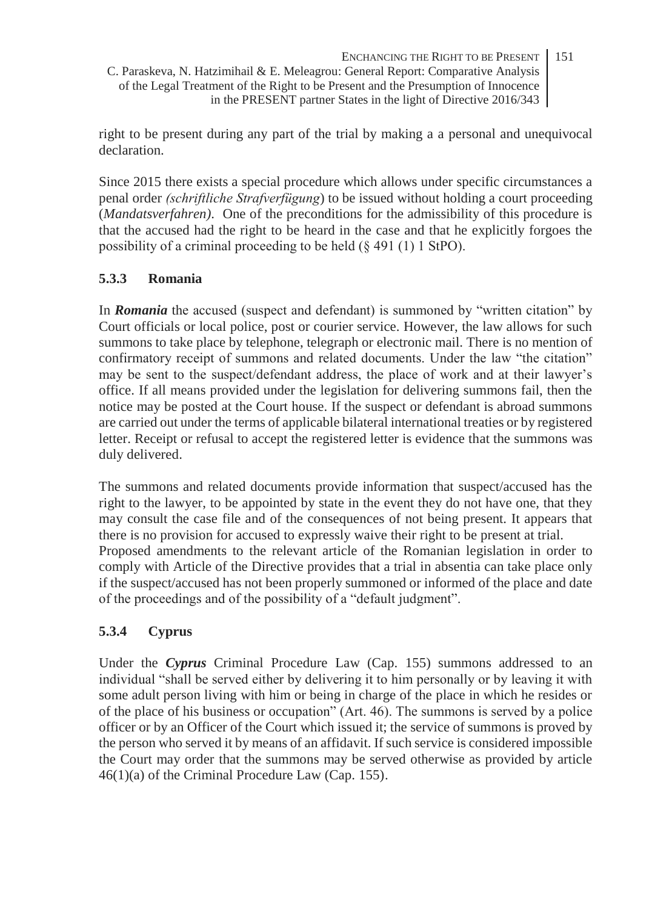right to be present during any part of the trial by making a a personal and unequivocal declaration.

Since 2015 there exists a special procedure which allows under specific circumstances a penal order *(schriftliche Strafverfügung*) to be issued without holding a court proceeding (*Mandatsverfahren)*. One of the preconditions for the admissibility of this procedure is that the accused had the right to be heard in the case and that he explicitly forgoes the possibility of a criminal proceeding to be held (§ 491 (1) 1 StPO).

### 5.3.3 Romania

In ***Romania*** the accused (suspect and defendant) is summoned by "written citation" by Court officials or local police, post or courier service. However, the law allows for such summons to take place by telephone, telegraph or electronic mail. There is no mention of confirmatory receipt of summons and related documents. Under the law "the citation" may be sent to the suspect/defendant address, the place of work and at their lawyer's office. If all means provided under the legislation for delivering summons fail, then the notice may be posted at the Court house. If the suspect or defendant is abroad summons are carried out under the terms of applicable bilateral international treaties or by registered letter. Receipt or refusal to accept the registered letter is evidence that the summons was duly delivered.

The summons and related documents provide information that suspect/accused has the right to the lawyer, to be appointed by state in the event they do not have one, that they may consult the case file and of the consequences of not being present. It appears that there is no provision for accused to expressly waive their right to be present at trial.
Proposed amendments to the relevant article of the Romanian legislation in order to comply with Article of the Directive provides that a trial in absentia can take place only if the suspect/accused has not been properly summoned or informed of the place and date of the proceedings and of the possibility of a "default judgment".

### 5.3.4 Cyprus

Under the ***Cyprus*** Criminal Procedure Law (Cap. 155) summons addressed to an individual "shall be served either by delivering it to him personally or by leaving it with some adult person living with him or being in charge of the place in which he resides or of the place of his business or occupation" (Art. 46). The summons is served by a police officer or by an Officer of the Court which issued it; the service of summons is proved by the person who served it by means of an affidavit. If such service is considered impossible the Court may order that the summons may be served otherwise as provided by article 46(1)(a) of the Criminal Procedure Law (Cap. 155).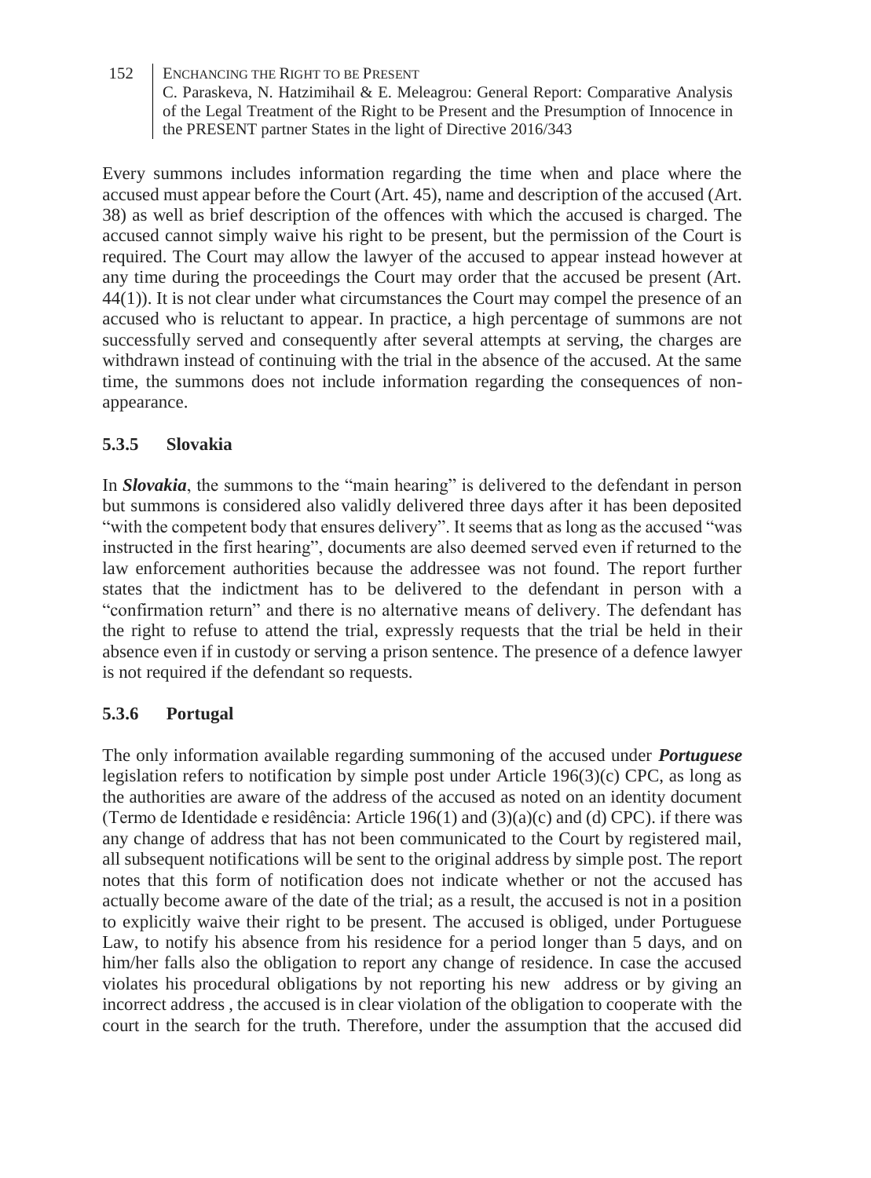Every summons includes information regarding the time when and place where the accused must appear before the Court (Art. 45), name and description of the accused (Art. 38) as well as brief description of the offences with which the accused is charged. The accused cannot simply waive his right to be present, but the permission of the Court is required. The Court may allow the lawyer of the accused to appear instead however at any time during the proceedings the Court may order that the accused be present (Art. 44(1)). It is not clear under what circumstances the Court may compel the presence of an accused who is reluctant to appear. In practice, a high percentage of summons are not successfully served and consequently after several attempts at serving, the charges are withdrawn instead of continuing with the trial in the absence of the accused. At the same time, the summons does not include information regarding the consequences of non-appearance.

### 5.3.5 Slovakia

In ***Slovakia***, the summons to the "main hearing" is delivered to the defendant in person but summons is considered also validly delivered three days after it has been deposited "with the competent body that ensures delivery". It seems that as long as the accused "was instructed in the first hearing", documents are also deemed served even if returned to the law enforcement authorities because the addressee was not found. The report further states that the indictment has to be delivered to the defendant in person with a "confirmation return" and there is no alternative means of delivery. The defendant has the right to refuse to attend the trial, expressly requests that the trial be held in their absence even if in custody or serving a prison sentence. The presence of a defence lawyer is not required if the defendant so requests.

### 5.3.6 Portugal

The only information available regarding summoning of the accused under ***Portuguese*** legislation refers to notification by simple post under Article 196(3)(c) CPC, as long as the authorities are aware of the address of the accused as noted on an identity document (Termo de Identidade e residência: Article 196(1) and (3)(a)(c) and (d) CPC). if there was any change of address that has not been communicated to the Court by registered mail, all subsequent notifications will be sent to the original address by simple post. The report notes that this form of notification does not indicate whether or not the accused has actually become aware of the date of the trial; as a result, the accused is not in a position to explicitly waive their right to be present. The accused is obliged, under Portuguese Law, to notify his absence from his residence for a period longer than 5 days, and on him/her falls also the obligation to report any change of residence. In case the accused violates his procedural obligations by not reporting his new address or by giving an incorrect address , the accused is in clear violation of the obligation to cooperate with the court in the search for the truth. Therefore, under the assumption that the accused did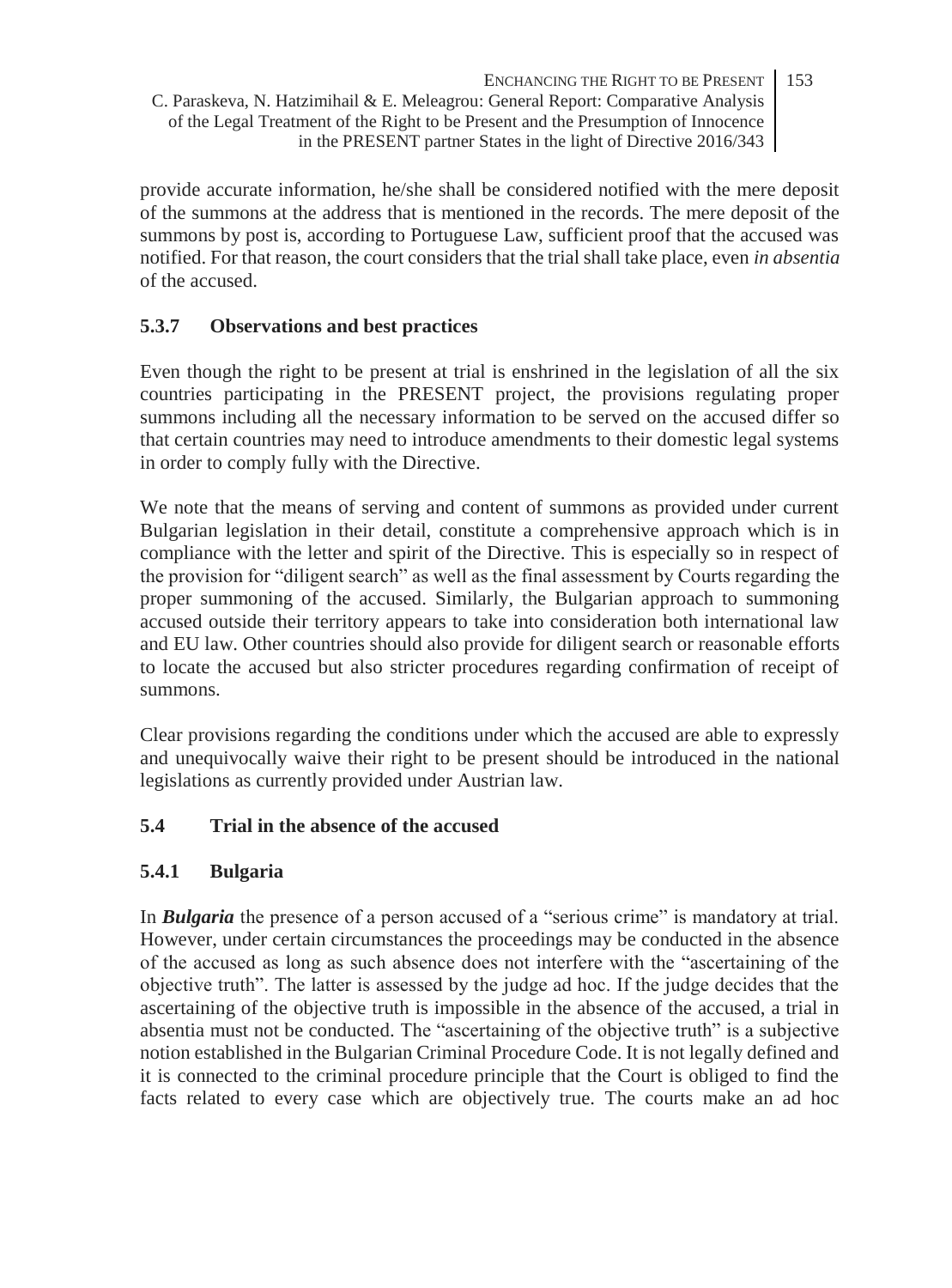provide accurate information, he/she shall be considered notified with the mere deposit of the summons at the address that is mentioned in the records. The mere deposit of the summons by post is, according to Portuguese Law, sufficient proof that the accused was notified. For that reason, the court considers that the trial shall take place, even *in absentia* of the accused.

### 5.3.7 Observations and best practices

Even though the right to be present at trial is enshrined in the legislation of all the six countries participating in the PRESENT project, the provisions regulating proper summons including all the necessary information to be served on the accused differ so that certain countries may need to introduce amendments to their domestic legal systems in order to comply fully with the Directive.

We note that the means of serving and content of summons as provided under current Bulgarian legislation in their detail, constitute a comprehensive approach which is in compliance with the letter and spirit of the Directive. This is especially so in respect of the provision for "diligent search" as well as the final assessment by Courts regarding the proper summoning of the accused. Similarly, the Bulgarian approach to summoning accused outside their territory appears to take into consideration both international law and EU law. Other countries should also provide for diligent search or reasonable efforts to locate the accused but also stricter procedures regarding confirmation of receipt of summons.

Clear provisions regarding the conditions under which the accused are able to expressly and unequivocally waive their right to be present should be introduced in the national legislations as currently provided under Austrian law.

## 5.4 Trial in the absence of the accused

### 5.4.1 Bulgaria

In ***Bulgaria*** the presence of a person accused of a "serious crime" is mandatory at trial. However, under certain circumstances the proceedings may be conducted in the absence of the accused as long as such absence does not interfere with the "ascertaining of the objective truth". The latter is assessed by the judge ad hoc. If the judge decides that the ascertaining of the objective truth is impossible in the absence of the accused, a trial in absentia must not be conducted. The "ascertaining of the objective truth" is a subjective notion established in the Bulgarian Criminal Procedure Code. It is not legally defined and it is connected to the criminal procedure principle that the Court is obliged to find the facts related to every case which are objectively true. The courts make an ad hoc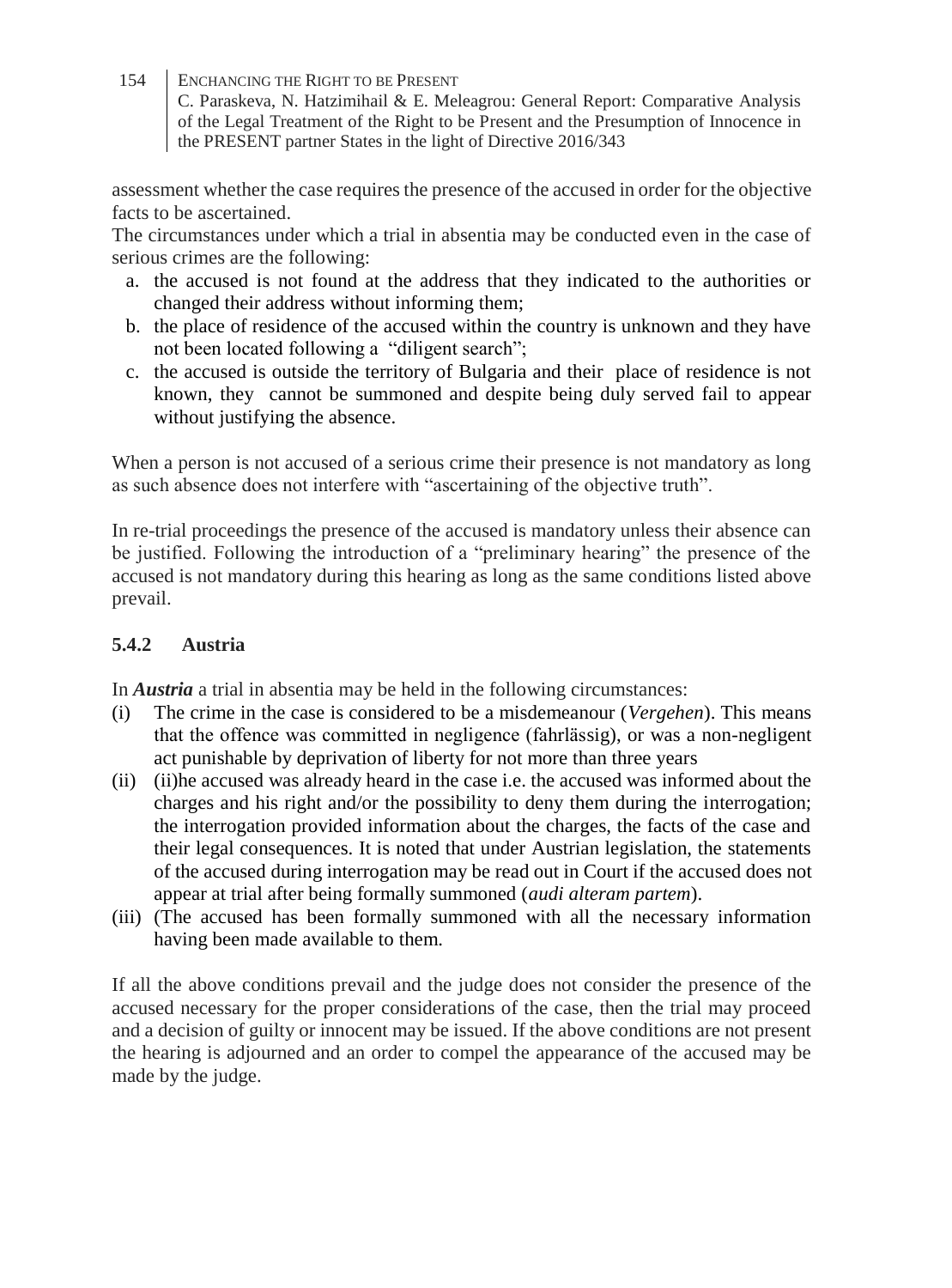assessment whether the case requires the presence of the accused in order for the objective facts to be ascertained.

The circumstances under which a trial in absentia may be conducted even in the case of serious crimes are the following:

a. the accused is not found at the address that they indicated to the authorities or changed their address without informing them;
b. the place of residence of the accused within the country is unknown and they have not been located following a "diligent search";
c. the accused is outside the territory of Bulgaria and their place of residence is not known, they cannot be summoned and despite being duly served fail to appear without justifying the absence.

When a person is not accused of a serious crime their presence is not mandatory as long as such absence does not interfere with "ascertaining of the objective truth".

In re-trial proceedings the presence of the accused is mandatory unless their absence can be justified. Following the introduction of a "preliminary hearing" the presence of the accused is not mandatory during this hearing as long as the same conditions listed above prevail.

### 5.4.2 Austria

In ***Austria*** a trial in absentia may be held in the following circumstances:

(i) The crime in the case is considered to be a misdemeanour (*Vergehen*). This means that the offence was committed in negligence (fahrlässig), or was a non-negligent act punishable by deprivation of liberty for not more than three years
(ii) (ii)he accused was already heard in the case i.e. the accused was informed about the charges and his right and/or the possibility to deny them during the interrogation; the interrogation provided information about the charges, the facts of the case and their legal consequences. It is noted that under Austrian legislation, the statements of the accused during interrogation may be read out in Court if the accused does not appear at trial after being formally summoned (*audi alteram partem*).
(iii) (The accused has been formally summoned with all the necessary information having been made available to them.

If all the above conditions prevail and the judge does not consider the presence of the accused necessary for the proper considerations of the case, then the trial may proceed and a decision of guilty or innocent may be issued. If the above conditions are not present the hearing is adjourned and an order to compel the appearance of the accused may be made by the judge.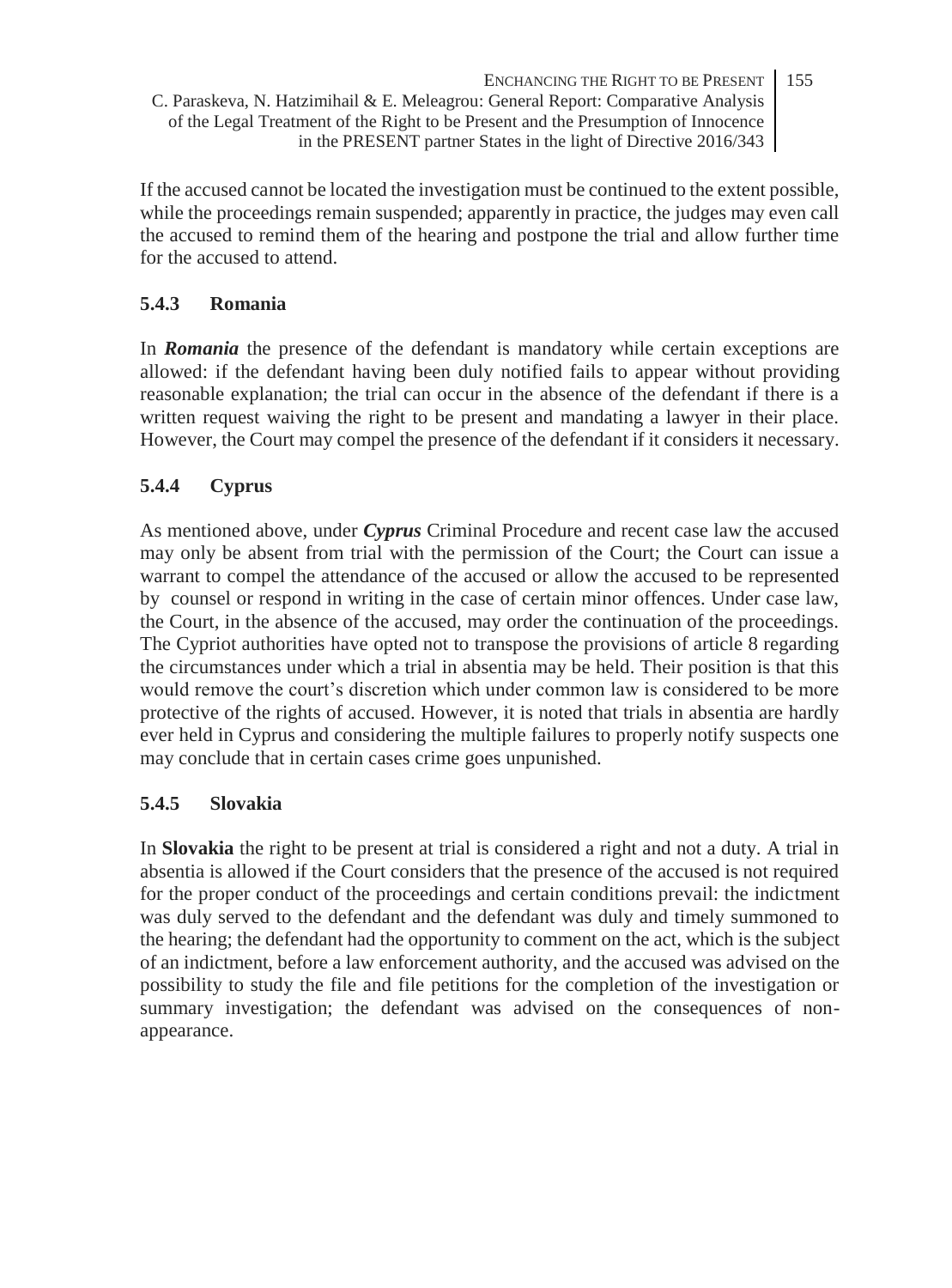If the accused cannot be located the investigation must be continued to the extent possible, while the proceedings remain suspended; apparently in practice, the judges may even call the accused to remind them of the hearing and postpone the trial and allow further time for the accused to attend.

### 5.4.3 Romania

In ***Romania*** the presence of the defendant is mandatory while certain exceptions are allowed: if the defendant having been duly notified fails to appear without providing reasonable explanation; the trial can occur in the absence of the defendant if there is a written request waiving the right to be present and mandating a lawyer in their place. However, the Court may compel the presence of the defendant if it considers it necessary.

### 5.4.4 Cyprus

As mentioned above, under ***Cyprus*** Criminal Procedure and recent case law the accused may only be absent from trial with the permission of the Court; the Court can issue a warrant to compel the attendance of the accused or allow the accused to be represented by counsel or respond in writing in the case of certain minor offences. Under case law, the Court, in the absence of the accused, may order the continuation of the proceedings. The Cypriot authorities have opted not to transpose the provisions of article 8 regarding the circumstances under which a trial in absentia may be held. Their position is that this would remove the court's discretion which under common law is considered to be more protective of the rights of accused. However, it is noted that trials in absentia are hardly ever held in Cyprus and considering the multiple failures to properly notify suspects one may conclude that in certain cases crime goes unpunished.

### 5.4.5 Slovakia

In **Slovakia** the right to be present at trial is considered a right and not a duty. A trial in absentia is allowed if the Court considers that the presence of the accused is not required for the proper conduct of the proceedings and certain conditions prevail: the indictment was duly served to the defendant and the defendant was duly and timely summoned to the hearing; the defendant had the opportunity to comment on the act, which is the subject of an indictment, before a law enforcement authority, and the accused was advised on the possibility to study the file and file petitions for the completion of the investigation or summary investigation; the defendant was advised on the consequences of non-appearance.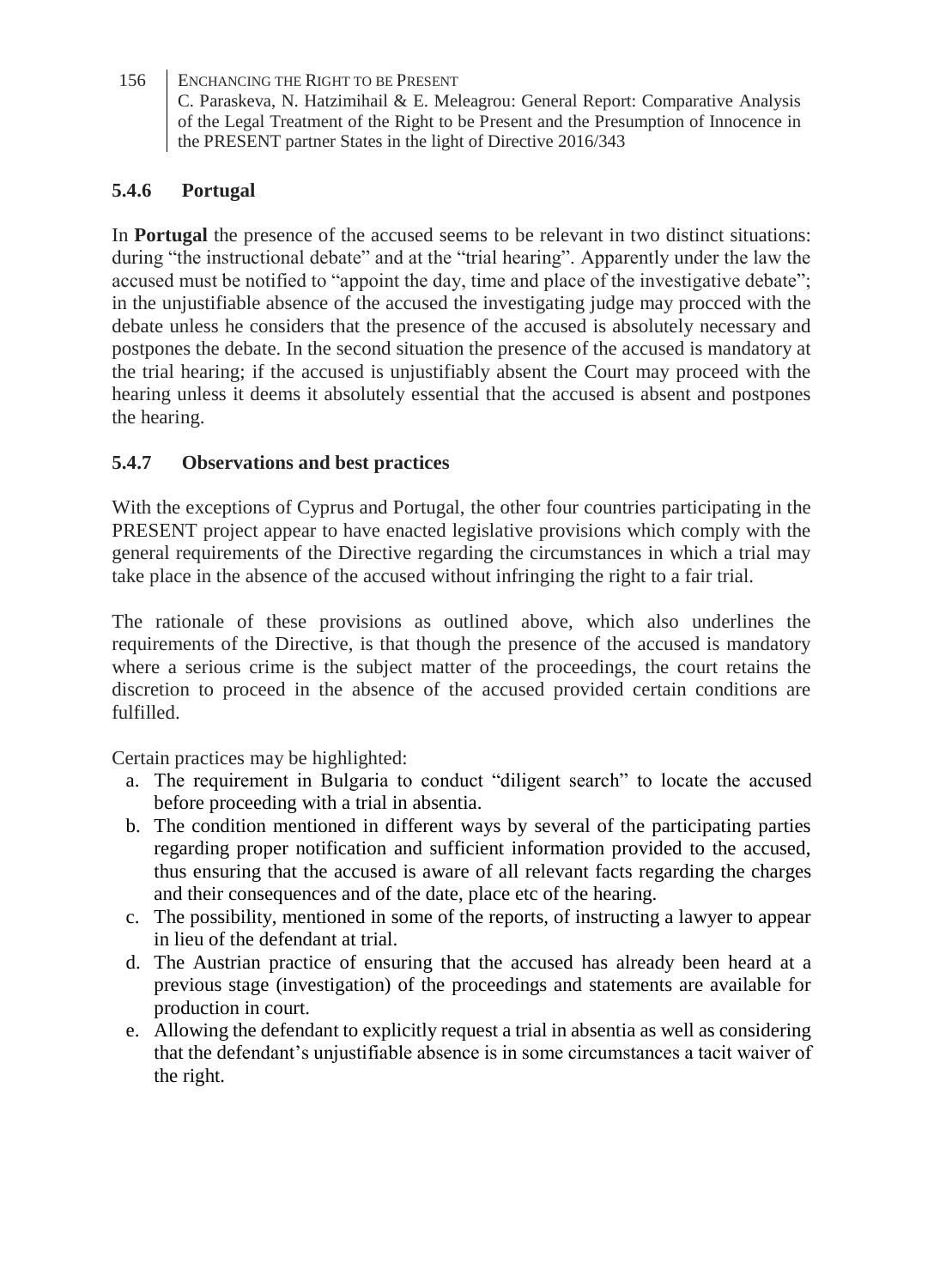### 5.4.6 Portugal

In **Portugal** the presence of the accused seems to be relevant in two distinct situations: during "the instructional debate" and at the "trial hearing". Apparently under the law the accused must be notified to "appoint the day, time and place of the investigative debate"; in the unjustifiable absence of the accused the investigating judge may procced with the debate unless he considers that the presence of the accused is absolutely necessary and postpones the debate. In the second situation the presence of the accused is mandatory at the trial hearing; if the accused is unjustifiably absent the Court may proceed with the hearing unless it deems it absolutely essential that the accused is absent and postpones the hearing.

### 5.4.7 Observations and best practices

With the exceptions of Cyprus and Portugal, the other four countries participating in the PRESENT project appear to have enacted legislative provisions which comply with the general requirements of the Directive regarding the circumstances in which a trial may take place in the absence of the accused without infringing the right to a fair trial.

The rationale of these provisions as outlined above, which also underlines the requirements of the Directive, is that though the presence of the accused is mandatory where a serious crime is the subject matter of the proceedings, the court retains the discretion to proceed in the absence of the accused provided certain conditions are fulfilled.

Certain practices may be highlighted:

a. The requirement in Bulgaria to conduct "diligent search" to locate the accused before proceeding with a trial in absentia.
b. The condition mentioned in different ways by several of the participating parties regarding proper notification and sufficient information provided to the accused, thus ensuring that the accused is aware of all relevant facts regarding the charges and their consequences and of the date, place etc of the hearing.
c. The possibility, mentioned in some of the reports, of instructing a lawyer to appear in lieu of the defendant at trial.
d. The Austrian practice of ensuring that the accused has already been heard at a previous stage (investigation) of the proceedings and statements are available for production in court.
e. Allowing the defendant to explicitly request a trial in absentia as well as considering that the defendant's unjustifiable absence is in some circumstances a tacit waiver of the right.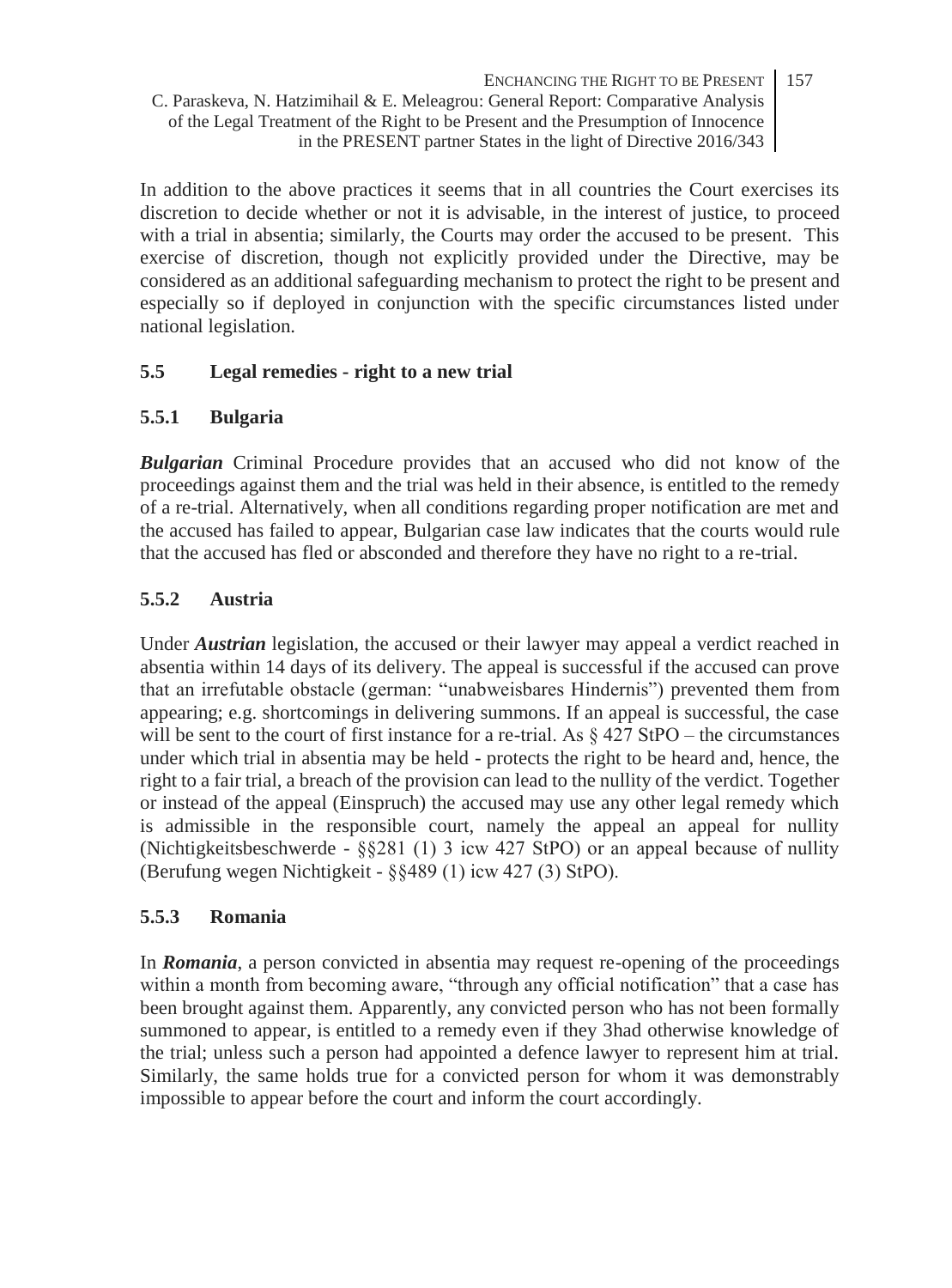In addition to the above practices it seems that in all countries the Court exercises its discretion to decide whether or not it is advisable, in the interest of justice, to proceed with a trial in absentia; similarly, the Courts may order the accused to be present. This exercise of discretion, though not explicitly provided under the Directive, may be considered as an additional safeguarding mechanism to protect the right to be present and especially so if deployed in conjunction with the specific circumstances listed under national legislation.

## 5.5 Legal remedies - right to a new trial

### 5.5.1 Bulgaria

***Bulgarian*** Criminal Procedure provides that an accused who did not know of the proceedings against them and the trial was held in their absence, is entitled to the remedy of a re-trial. Alternatively, when all conditions regarding proper notification are met and the accused has failed to appear, Bulgarian case law indicates that the courts would rule that the accused has fled or absconded and therefore they have no right to a re-trial.

### 5.5.2 Austria

Under ***Austrian*** legislation, the accused or their lawyer may appeal a verdict reached in absentia within 14 days of its delivery. The appeal is successful if the accused can prove that an irrefutable obstacle (german: "unabweisbares Hindernis") prevented them from appearing; e.g. shortcomings in delivering summons. If an appeal is successful, the case will be sent to the court of first instance for a re-trial. As § 427 StPO – the circumstances under which trial in absentia may be held - protects the right to be heard and, hence, the right to a fair trial, a breach of the provision can lead to the nullity of the verdict. Together or instead of the appeal (Einspruch) the accused may use any other legal remedy which is admissible in the responsible court, namely the appeal an appeal for nullity (Nichtigkeitsbeschwerde - §§281 (1) 3 icw 427 StPO) or an appeal because of nullity (Berufung wegen Nichtigkeit - §§489 (1) icw 427 (3) StPO).

### 5.5.3 Romania

In ***Romania***, a person convicted in absentia may request re-opening of the proceedings within a month from becoming aware, "through any official notification" that a case has been brought against them. Apparently, any convicted person who has not been formally summoned to appear, is entitled to a remedy even if they 3had otherwise knowledge of the trial; unless such a person had appointed a defence lawyer to represent him at trial. Similarly, the same holds true for a convicted person for whom it was demonstrably impossible to appear before the court and inform the court accordingly.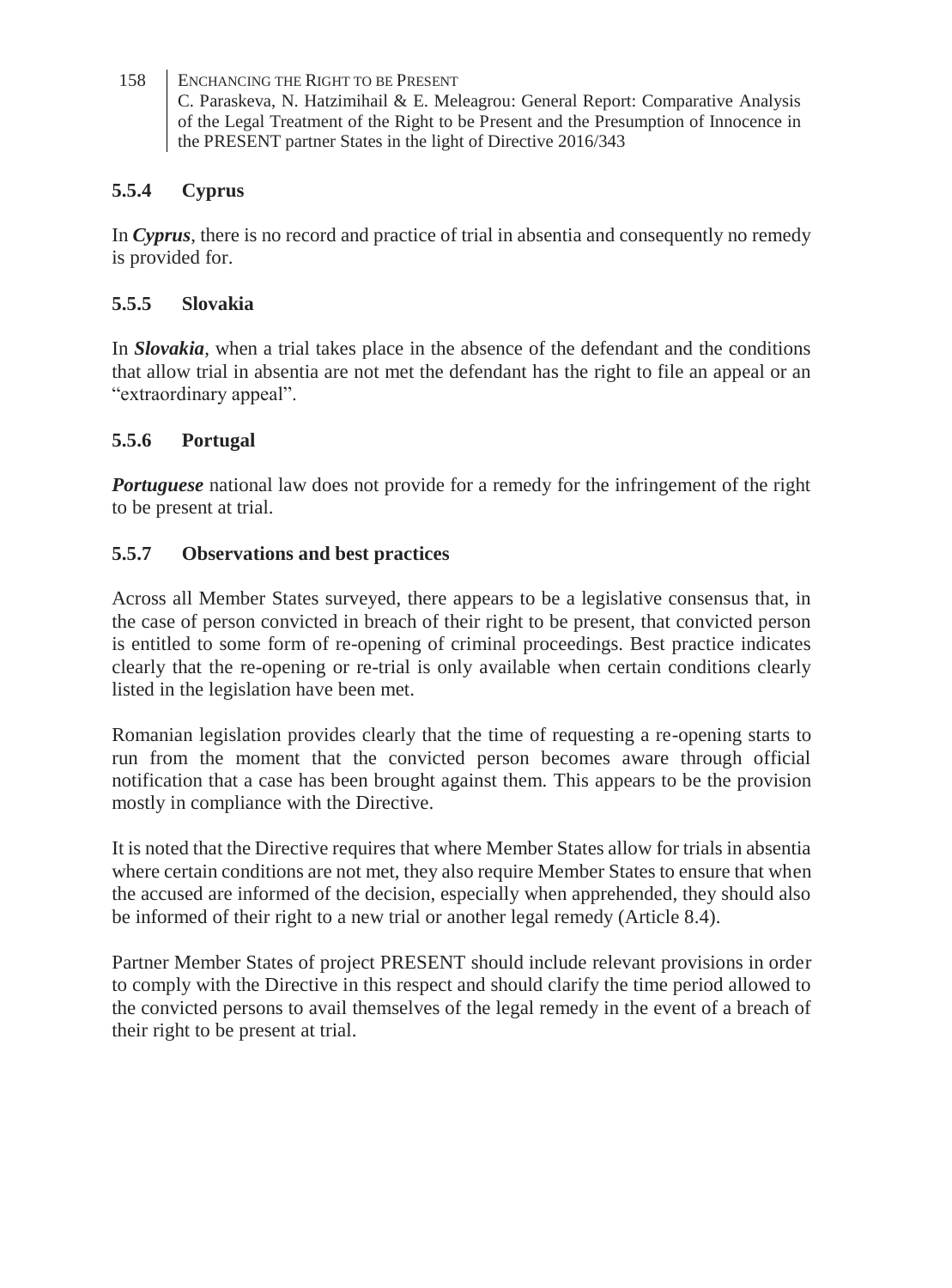### 5.5.4 Cyprus

In ***Cyprus***, there is no record and practice of trial in absentia and consequently no remedy is provided for.

### 5.5.5 Slovakia

In ***Slovakia***, when a trial takes place in the absence of the defendant and the conditions that allow trial in absentia are not met the defendant has the right to file an appeal or an "extraordinary appeal".

### 5.5.6 Portugal

***Portuguese*** national law does not provide for a remedy for the infringement of the right to be present at trial.

### 5.5.7 Observations and best practices

Across all Member States surveyed, there appears to be a legislative consensus that, in the case of person convicted in breach of their right to be present, that convicted person is entitled to some form of re-opening of criminal proceedings. Best practice indicates clearly that the re-opening or re-trial is only available when certain conditions clearly listed in the legislation have been met.

Romanian legislation provides clearly that the time of requesting a re-opening starts to run from the moment that the convicted person becomes aware through official notification that a case has been brought against them. This appears to be the provision mostly in compliance with the Directive.

It is noted that the Directive requires that where Member States allow for trials in absentia where certain conditions are not met, they also require Member States to ensure that when the accused are informed of the decision, especially when apprehended, they should also be informed of their right to a new trial or another legal remedy (Article 8.4).

Partner Member States of project PRESENT should include relevant provisions in order to comply with the Directive in this respect and should clarify the time period allowed to the convicted persons to avail themselves of the legal remedy in the event of a breach of their right to be present at trial.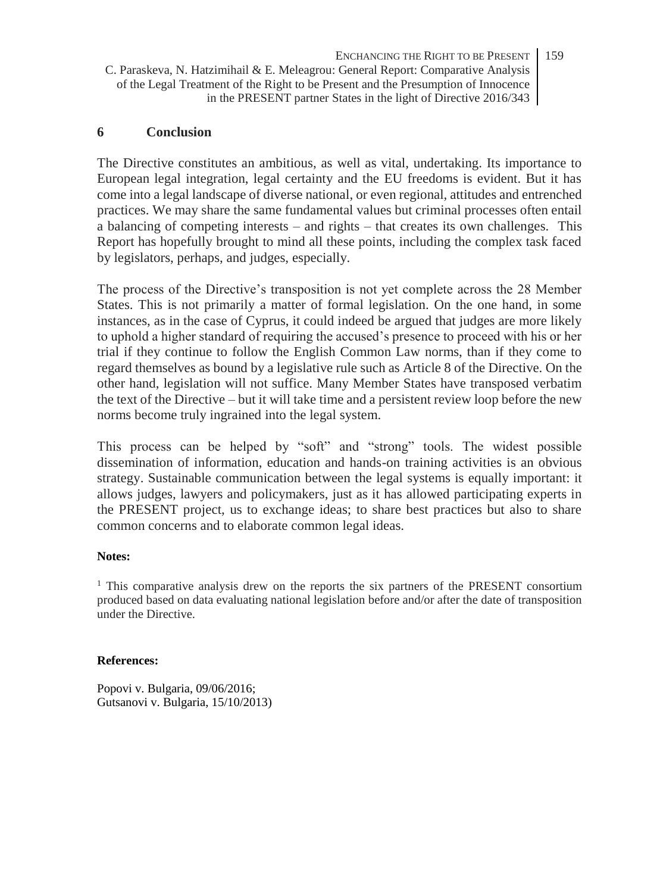## 6 Conclusion

The Directive constitutes an ambitious, as well as vital, undertaking. Its importance to European legal integration, legal certainty and the EU freedoms is evident. But it has come into a legal landscape of diverse national, or even regional, attitudes and entrenched practices. We may share the same fundamental values but criminal processes often entail a balancing of competing interests – and rights – that creates its own challenges. This Report has hopefully brought to mind all these points, including the complex task faced by legislators, perhaps, and judges, especially.

The process of the Directive's transposition is not yet complete across the 28 Member States. This is not primarily a matter of formal legislation. On the one hand, in some instances, as in the case of Cyprus, it could indeed be argued that judges are more likely to uphold a higher standard of requiring the accused's presence to proceed with his or her trial if they continue to follow the English Common Law norms, than if they come to regard themselves as bound by a legislative rule such as Article 8 of the Directive. On the other hand, legislation will not suffice. Many Member States have transposed verbatim the text of the Directive – but it will take time and a persistent review loop before the new norms become truly ingrained into the legal system.

This process can be helped by "soft" and "strong" tools. The widest possible dissemination of information, education and hands-on training activities is an obvious strategy. Sustainable communication between the legal systems is equally important: it allows judges, lawyers and policymakers, just as it has allowed participating experts in the PRESENT project, us to exchange ideas; to share best practices but also to share common concerns and to elaborate common legal ideas.

**Notes:**

[1] This comparative analysis drew on the reports the six partners of the PRESENT consortium produced based on data evaluating national legislation before and/or after the date of transposition under the Directive.

**References:**

Popovi v. Bulgaria, 09/06/2016;
Gutsanovi v. Bulgaria, 15/10/2013)